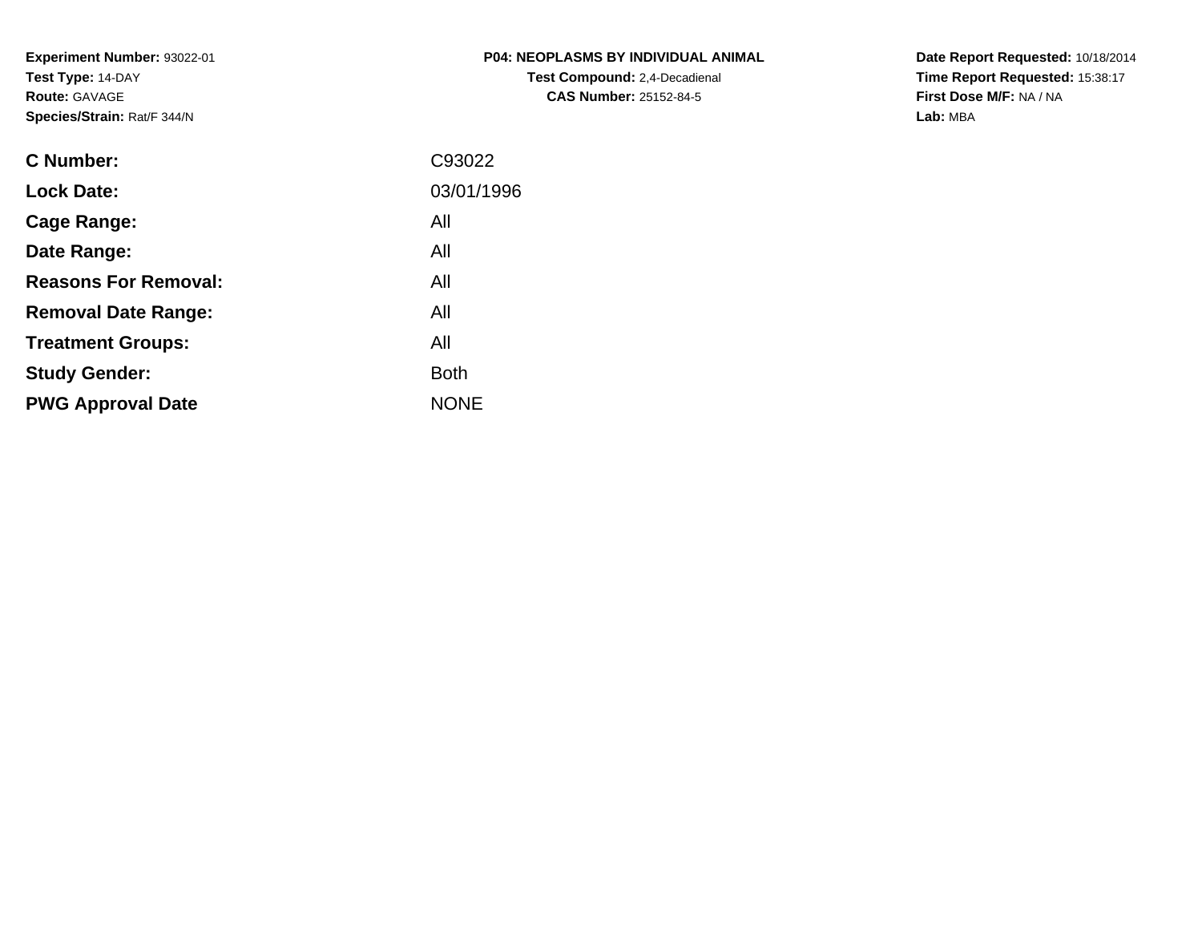**Experiment Number:** 93022-01
**Test Type:** 14-DAY
**Route:** GAVAGE
**Species/Strain:** Rat/F 344/N

**P04: NEOPLASMS BY INDIVIDUAL ANIMAL**
**Test Compound:** 2,4-Decadienal
**CAS Number:** 25152-84-5

**Date Report Requested:** 10/18/2014
**Time Report Requested:** 15:38:17
**First Dose M/F:** NA / NA
**Lab:** MBA

| | |
|---|---|
| **C Number:** | C93022 |
| **Lock Date:** | 03/01/1996 |
| **Cage Range:** | All |
| **Date Range:** | All |
| **Reasons For Removal:** | All |
| **Removal Date Range:** | All |
| **Treatment Groups:** | All |
| **Study Gender:** | Both |
| **PWG Approval Date** | NONE |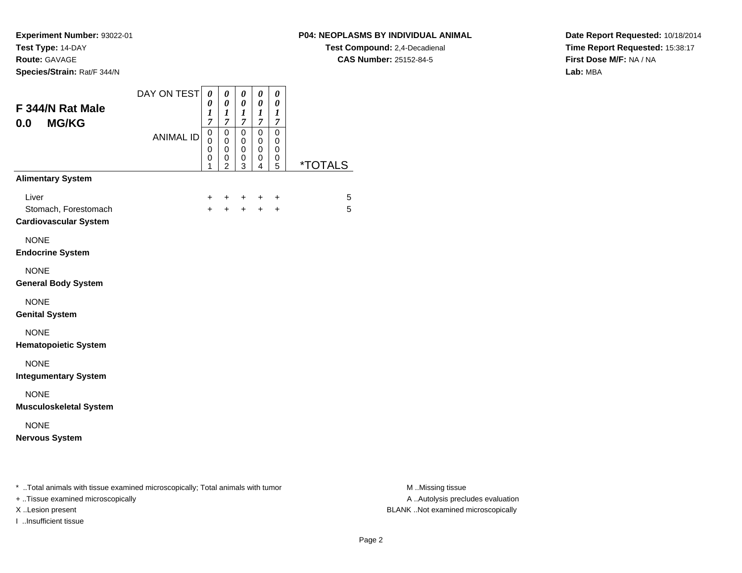**Experiment Number:** 93022-01
**Test Type:** 14-DAY
**Route:** GAVAGE
**Species/Strain:** Rat/F 344/N

**P04: NEOPLASMS BY INDIVIDUAL ANIMAL**
**Test Compound:** 2,4-Decadienal
**CAS Number:** 25152-84-5

**Date Report Requested:** 10/18/2014
**Time Report Requested:** 15:38:17
**First Dose M/F:** NA / NA
**Lab:** MBA

## F 344/N Rat Male
## 0.0 MG/KG

| DAY ON TEST | 0017 | 0017 | 0017 | 0017 | 0017 | |
|---|---|---|---|---|---|---|
| ANIMAL ID | 00001 | 00002 | 00003 | 00004 | 00005 | *TOTALS |
| **Alimentary System** | | | | | | |
| Liver | + | + | + | + | + | 5 |
| Stomach, Forestomach | + | + | + | + | + | 5 |
| **Cardiovascular System** | | | | | | |
| NONE | | | | | | |
| **Endocrine System** | | | | | | |
| NONE | | | | | | |
| **General Body System** | | | | | | |
| NONE | | | | | | |
| **Genital System** | | | | | | |
| NONE | | | | | | |
| **Hematopoietic System** | | | | | | |
| NONE | | | | | | |
| **Integumentary System** | | | | | | |
| NONE | | | | | | |
| **Musculoskeletal System** | | | | | | |
| NONE | | | | | | |
| **Nervous System** | | | | | | |

* ..Total animals with tissue examined microscopically; Total animals with tumor
+ ..Tissue examined microscopically
X ..Lesion present
I ..Insufficient tissue

M ..Missing tissue
A ..Autolysis precludes evaluation
BLANK ..Not examined microscopically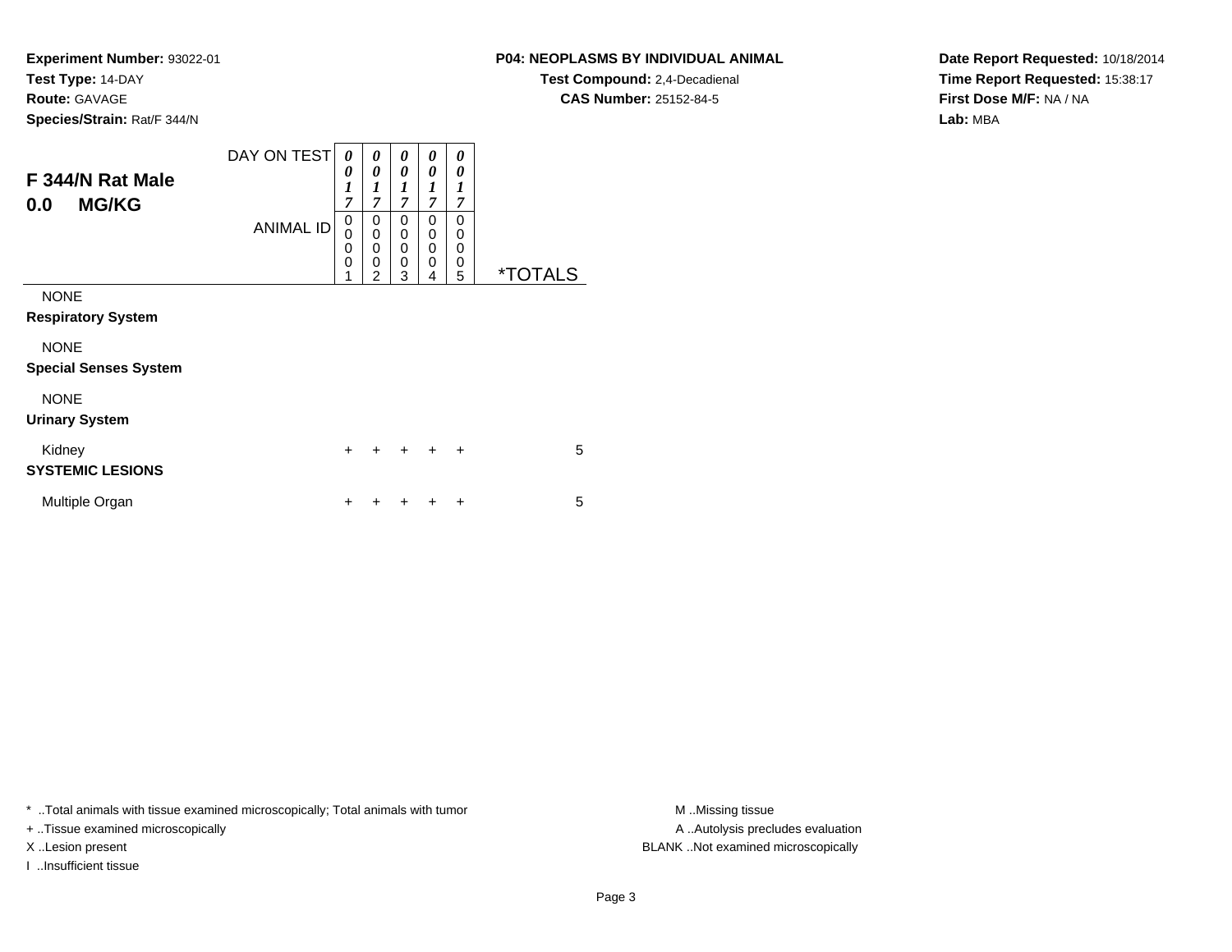**Experiment Number:** 93022-01
**Test Type:** 14-DAY
**Route:** GAVAGE
**Species/Strain:** Rat/F 344/N

**P04: NEOPLASMS BY INDIVIDUAL ANIMAL**
**Test Compound:** 2,4-Decadienal
**CAS Number:** 25152-84-5

**Date Report Requested:** 10/18/2014
**Time Report Requested:** 15:38:17
**First Dose M/F:** NA / NA
**Lab:** MBA

## F 344/N Rat Male
## 0.0 MG/KG

| DAY ON TEST | 0017 | 0017 | 0017 | 0017 | 0017 | |
|---|---|---|---|---|---|---|
| ANIMAL ID | 00001 | 00002 | 00003 | 00004 | 00005 | *TOTALS |
| NONE | | | | | | |
| **Respiratory System** | | | | | | |
| NONE | | | | | | |
| **Special Senses System** | | | | | | |
| NONE | | | | | | |
| **Urinary System** | | | | | | |
| Kidney | + | + | + | + | + | 5 |
| **SYSTEMIC LESIONS** | | | | | | |
| Multiple Organ | + | + | + | + | + | 5 |

\* ..Total animals with tissue examined microscopically; Total animals with tumor
+ ..Tissue examined microscopically
X ..Lesion present
I ..Insufficient tissue

M ..Missing tissue
A ..Autolysis precludes evaluation
BLANK ..Not examined microscopically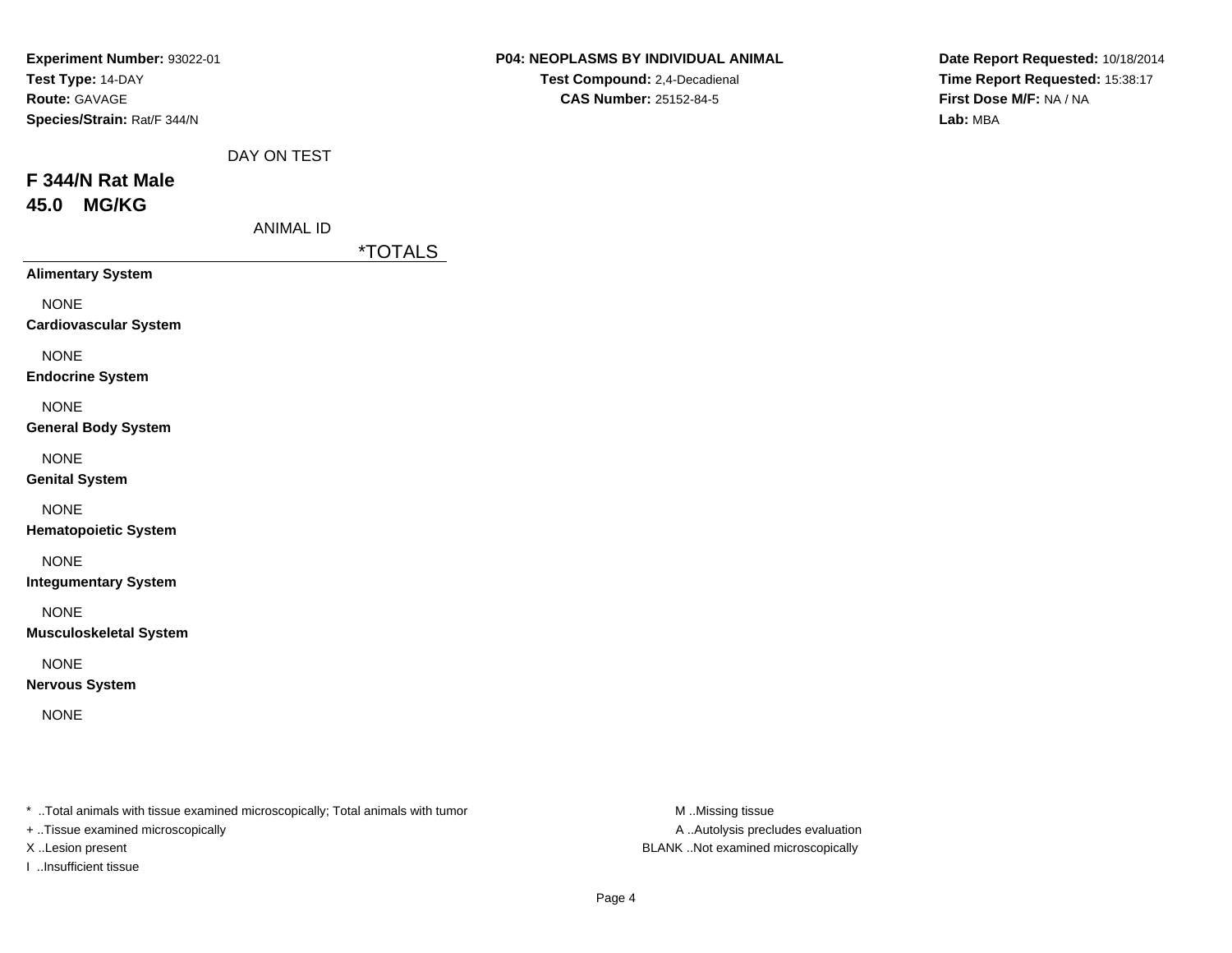**Experiment Number:** 93022-01
**Test Type:** 14-DAY
**Route:** GAVAGE
**Species/Strain:** Rat/F 344/N

**P04: NEOPLASMS BY INDIVIDUAL ANIMAL**
**Test Compound:** 2,4-Decadienal
**CAS Number:** 25152-84-5

**Date Report Requested:** 10/18/2014
**Time Report Requested:** 15:38:17
**First Dose M/F:** NA / NA
**Lab:** MBA

DAY ON TEST

## F 344/N Rat Male
## 45.0 MG/KG

ANIMAL ID

| | *TOTALS |
|---|---|
| **Alimentary System** | |
| NONE | |
| **Cardiovascular System** | |
| NONE | |
| **Endocrine System** | |
| NONE | |
| **General Body System** | |
| NONE | |
| **Genital System** | |
| NONE | |
| **Hematopoietic System** | |
| NONE | |
| **Integumentary System** | |
| NONE | |
| **Musculoskeletal System** | |
| NONE | |
| **Nervous System** | |
| NONE | |

* ..Total animals with tissue examined microscopically; Total animals with tumor
+ ..Tissue examined microscopically
X ..Lesion present
I ..Insufficient tissue

M ..Missing tissue
A ..Autolysis precludes evaluation
BLANK ..Not examined microscopically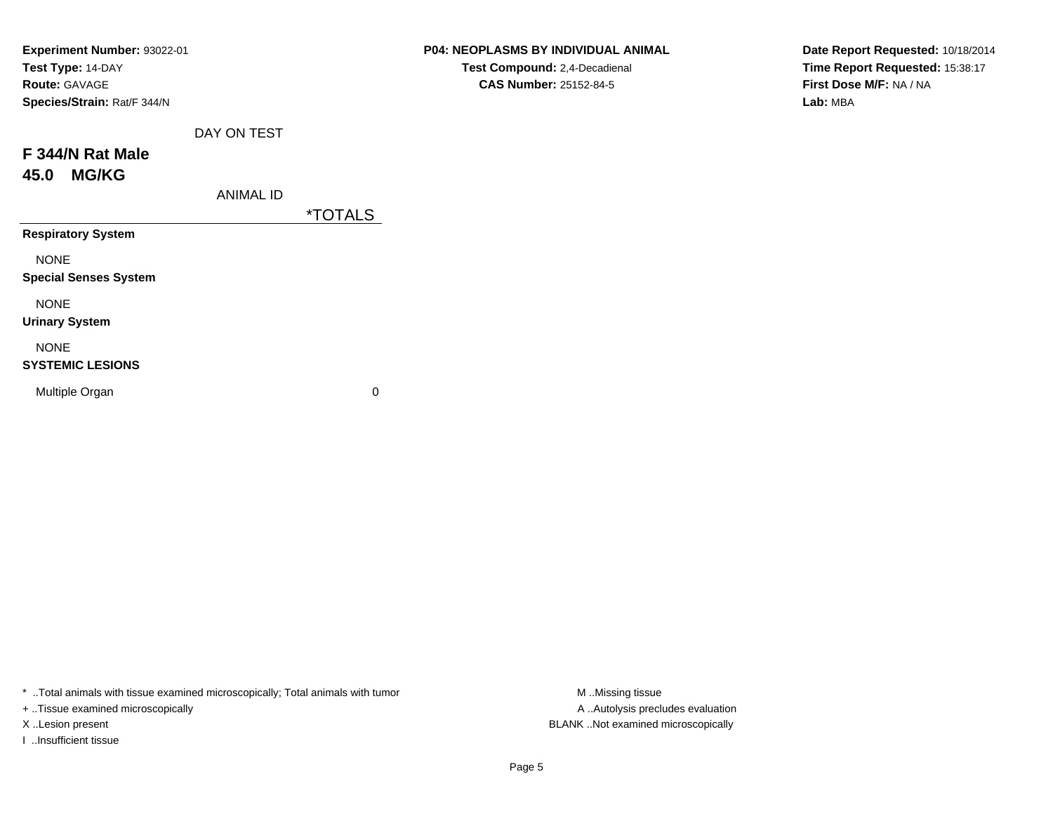**Experiment Number:** 93022-01
**Test Type:** 14-DAY
**Route:** GAVAGE
**Species/Strain:** Rat/F 344/N

**P04: NEOPLASMS BY INDIVIDUAL ANIMAL**
**Test Compound:** 2,4-Decadienal
**CAS Number:** 25152-84-5

**Date Report Requested:** 10/18/2014
**Time Report Requested:** 15:38:17
**First Dose M/F:** NA / NA
**Lab:** MBA

DAY ON TEST

## F 344/N Rat Male
## 45.0 MG/KG

ANIMAL ID

| | *TOTALS |
|---|---|
| **Respiratory System** | |
| NONE | |
| **Special Senses System** | |
| NONE | |
| **Urinary System** | |
| NONE | |
| **SYSTEMIC LESIONS** | |
| Multiple Organ | 0 |

* ..Total animals with tissue examined microscopically; Total animals with tumor
+ ..Tissue examined microscopically
X ..Lesion present
I ..Insufficient tissue

M ..Missing tissue
A ..Autolysis precludes evaluation
BLANK ..Not examined microscopically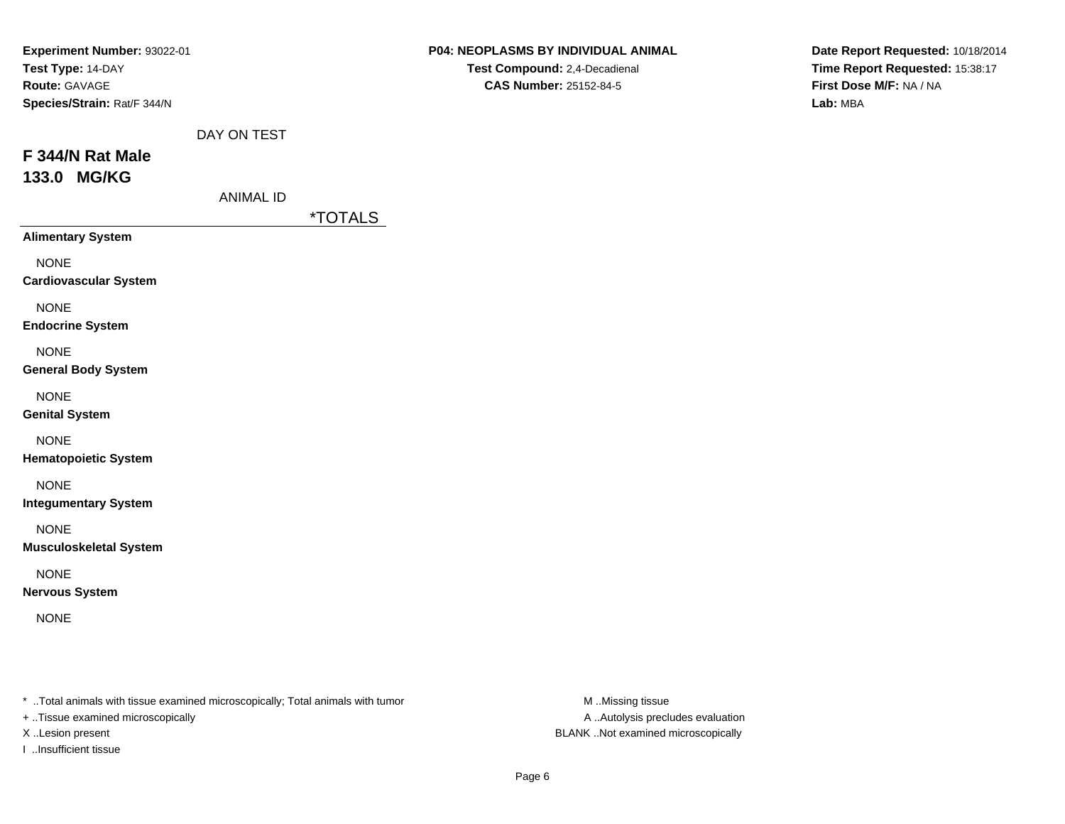**Experiment Number:** 93022-01
**Test Type:** 14-DAY
**Route:** GAVAGE
**Species/Strain:** Rat/F 344/N

**P04: NEOPLASMS BY INDIVIDUAL ANIMAL**
**Test Compound:** 2,4-Decadienal
**CAS Number:** 25152-84-5

**Date Report Requested:** 10/18/2014
**Time Report Requested:** 15:38:17
**First Dose M/F:** NA / NA
**Lab:** MBA

DAY ON TEST

## F 344/N Rat Male
## 133.0 MG/KG

ANIMAL ID

| | *TOTALS |
|---|---|
| **Alimentary System** | |
| NONE | |
| **Cardiovascular System** | |
| NONE | |
| **Endocrine System** | |
| NONE | |
| **General Body System** | |
| NONE | |
| **Genital System** | |
| NONE | |
| **Hematopoietic System** | |
| NONE | |
| **Integumentary System** | |
| NONE | |
| **Musculoskeletal System** | |
| NONE | |
| **Nervous System** | |
| NONE | |

* ..Total animals with tissue examined microscopically; Total animals with tumor
+ ..Tissue examined microscopically
X ..Lesion present
I ..Insufficient tissue

M ..Missing tissue
A ..Autolysis precludes evaluation
BLANK ..Not examined microscopically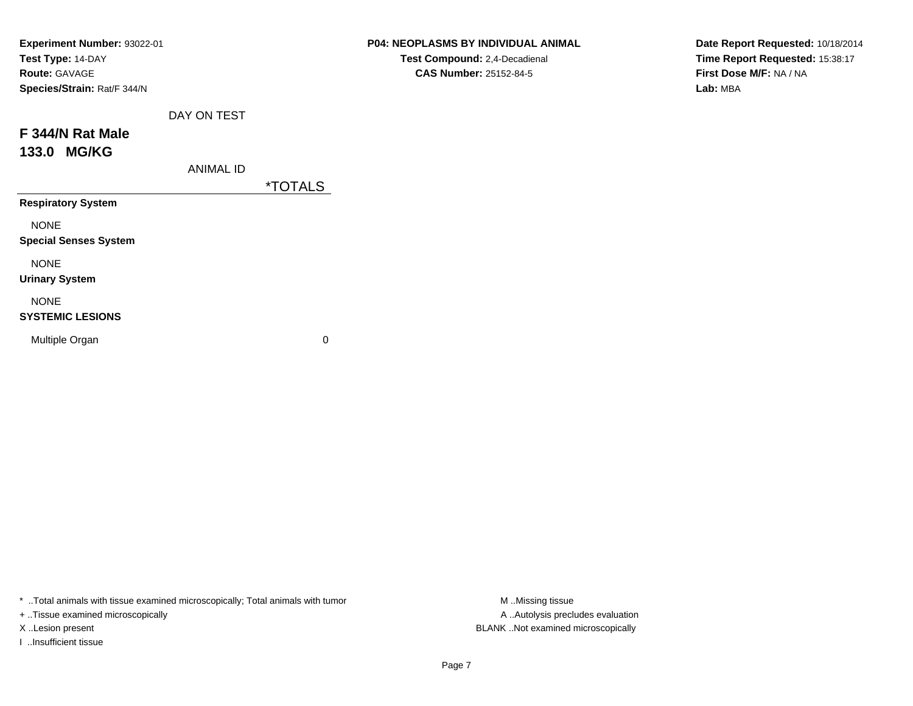**Experiment Number:** 93022-01
**Test Type:** 14-DAY
**Route:** GAVAGE
**Species/Strain:** Rat/F 344/N

**P04: NEOPLASMS BY INDIVIDUAL ANIMAL**
**Test Compound:** 2,4-Decadienal
**CAS Number:** 25152-84-5

**Date Report Requested:** 10/18/2014
**Time Report Requested:** 15:38:17
**First Dose M/F:** NA / NA
**Lab:** MBA

## F 344/N Rat Male
## 133.0 MG/KG

| DAY ON TEST / ANIMAL ID | *TOTALS |
|---|---|
| **Respiratory System** | |
| NONE | |
| **Special Senses System** | |
| NONE | |
| **Urinary System** | |
| NONE | |
| **SYSTEMIC LESIONS** | |
| Multiple Organ | 0 |

* ..Total animals with tissue examined microscopically; Total animals with tumor
+ ..Tissue examined microscopically
X ..Lesion present
I ..Insufficient tissue

M ..Missing tissue
A ..Autolysis precludes evaluation
BLANK ..Not examined microscopically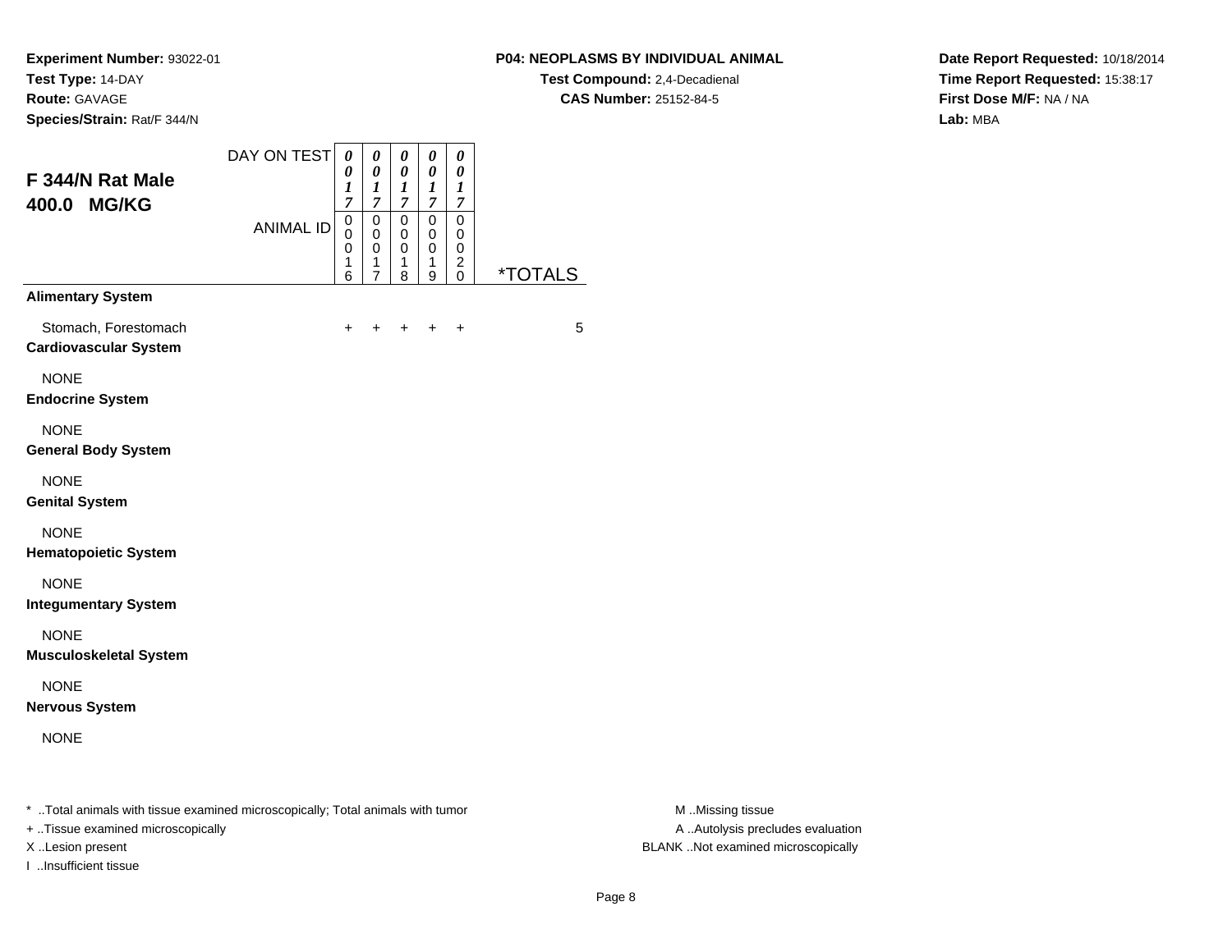**Experiment Number:** 93022-01
**Test Type:** 14-DAY
**Route:** GAVAGE
**Species/Strain:** Rat/F 344/N

**P04: NEOPLASMS BY INDIVIDUAL ANIMAL**
**Test Compound:** 2,4-Decadienal
**CAS Number:** 25152-84-5

**Date Report Requested:** 10/18/2014
**Time Report Requested:** 15:38:17
**First Dose M/F:** NA / NA
**Lab:** MBA

## F 344/N Rat Male 400.0 MG/KG

| DAY ON TEST | 0017 | 0017 | 0017 | 0017 | 0017 | |
|---|---|---|---|---|---|---|
| ANIMAL ID | 00016 | 00017 | 00018 | 00019 | 00020 | *TOTALS |
| **Alimentary System** | | | | | | |
| Stomach, Forestomach | + | + | + | + | + | 5 |
| **Cardiovascular System** | | | | | | |
| NONE | | | | | | |
| **Endocrine System** | | | | | | |
| NONE | | | | | | |
| **General Body System** | | | | | | |
| NONE | | | | | | |
| **Genital System** | | | | | | |
| NONE | | | | | | |
| **Hematopoietic System** | | | | | | |
| NONE | | | | | | |
| **Integumentary System** | | | | | | |
| NONE | | | | | | |
| **Musculoskeletal System** | | | | | | |
| NONE | | | | | | |
| **Nervous System** | | | | | | |
| NONE | | | | | | |

* ..Total animals with tissue examined microscopically; Total animals with tumor
+ ..Tissue examined microscopically
X ..Lesion present
I ..Insufficient tissue

M ..Missing tissue
A ..Autolysis precludes evaluation
BLANK ..Not examined microscopically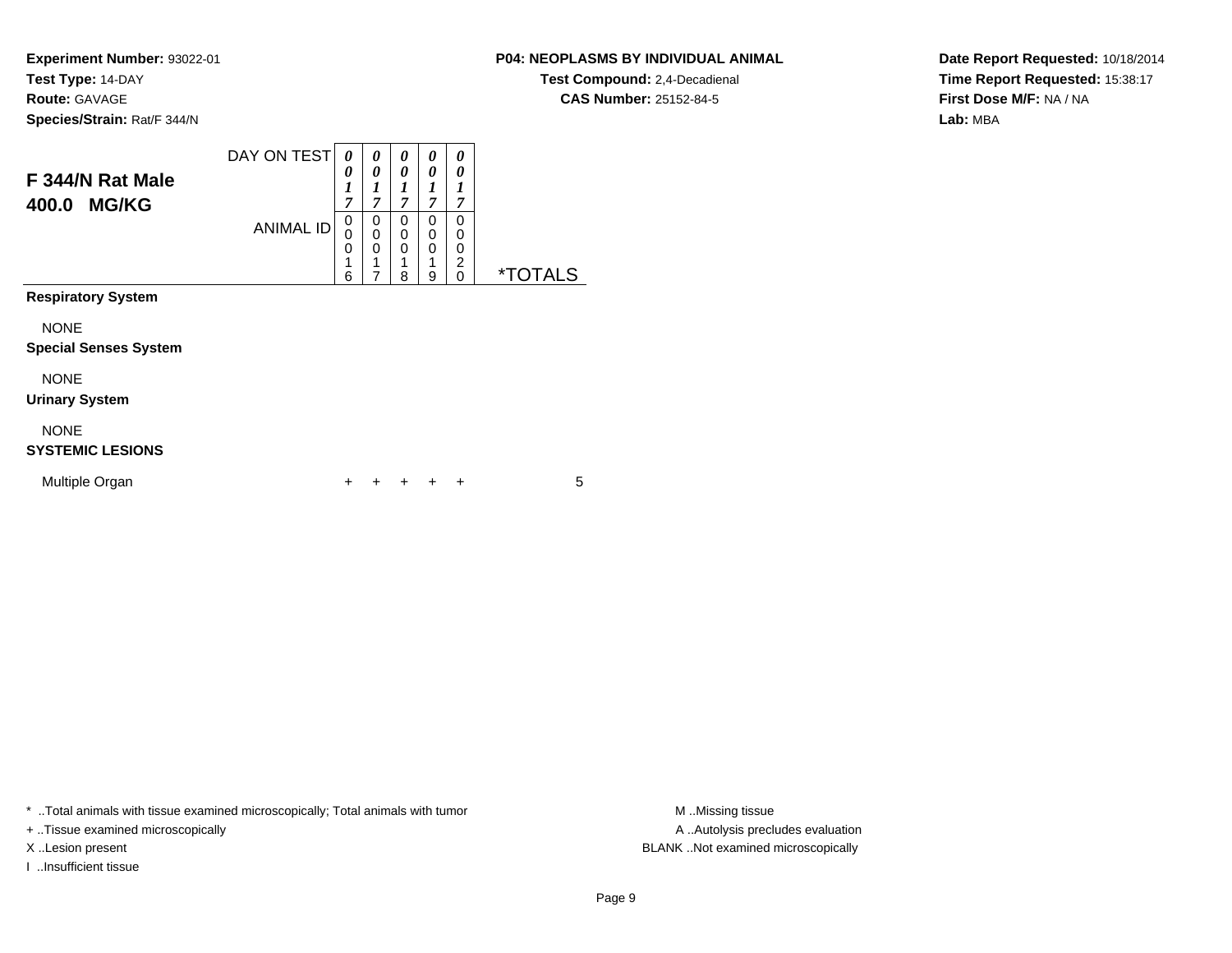**Experiment Number:** 93022-01
**Test Type:** 14-DAY
**Route:** GAVAGE
**Species/Strain:** Rat/F 344/N

**P04: NEOPLASMS BY INDIVIDUAL ANIMAL**
**Test Compound:** 2,4-Decadienal
**CAS Number:** 25152-84-5

**Date Report Requested:** 10/18/2014
**Time Report Requested:** 15:38:17
**First Dose M/F:** NA / NA
**Lab:** MBA

## F 344/N Rat Male 400.0 MG/KG

| DAY ON TEST | 0017 | 0017 | 0017 | 0017 | 0017 | |
|---|---|---|---|---|---|---|
| **ANIMAL ID** | 00016 | 00017 | 00018 | 00019 | 00020 | ***TOTALS** |
| **Respiratory System** | | | | | | |
| NONE | | | | | | |
| **Special Senses System** | | | | | | |
| NONE | | | | | | |
| **Urinary System** | | | | | | |
| NONE | | | | | | |
| **SYSTEMIC LESIONS** | | | | | | |
| Multiple Organ | + | + | + | + | + | 5 |

\* ..Total animals with tissue examined microscopically; Total animals with tumor
+ ..Tissue examined microscopically
X ..Lesion present
I ..Insufficient tissue

M ..Missing tissue
A ..Autolysis precludes evaluation
BLANK ..Not examined microscopically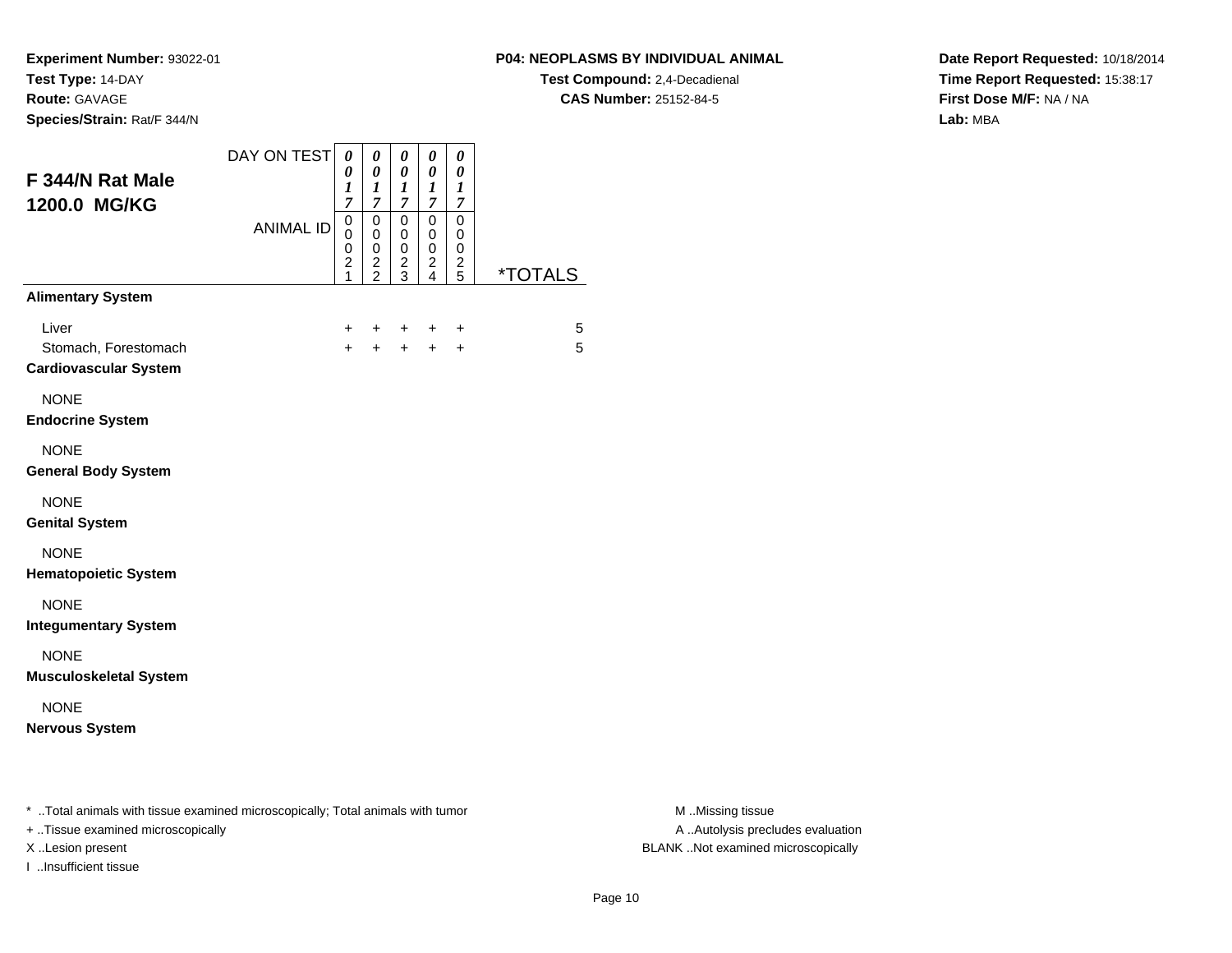**Experiment Number:** 93022-01
**Test Type:** 14-DAY
**Route:** GAVAGE
**Species/Strain:** Rat/F 344/N

**P04: NEOPLASMS BY INDIVIDUAL ANIMAL**
**Test Compound:** 2,4-Decadienal
**CAS Number:** 25152-84-5

**Date Report Requested:** 10/18/2014
**Time Report Requested:** 15:38:17
**First Dose M/F:** NA / NA
**Lab:** MBA

## F 344/N Rat Male
## 1200.0 MG/KG

| DAY ON TEST | 0017 | 0017 | 0017 | 0017 | 0017 | |
|---|---|---|---|---|---|---|
| **ANIMAL ID** | 00021 | 00022 | 00023 | 00024 | 00025 | ***TOTALS** |
| **Alimentary System** | | | | | | |
| Liver | + | + | + | + | + | 5 |
| Stomach, Forestomach | + | + | + | + | + | 5 |
| **Cardiovascular System** | | | | | | |
| NONE | | | | | | |
| **Endocrine System** | | | | | | |
| NONE | | | | | | |
| **General Body System** | | | | | | |
| NONE | | | | | | |
| **Genital System** | | | | | | |
| NONE | | | | | | |
| **Hematopoietic System** | | | | | | |
| NONE | | | | | | |
| **Integumentary System** | | | | | | |
| NONE | | | | | | |
| **Musculoskeletal System** | | | | | | |
| NONE | | | | | | |
| **Nervous System** | | | | | | |

* ..Total animals with tissue examined microscopically; Total animals with tumor
+ ..Tissue examined microscopically
X ..Lesion present
I ..Insufficient tissue

M ..Missing tissue
A ..Autolysis precludes evaluation
BLANK ..Not examined microscopically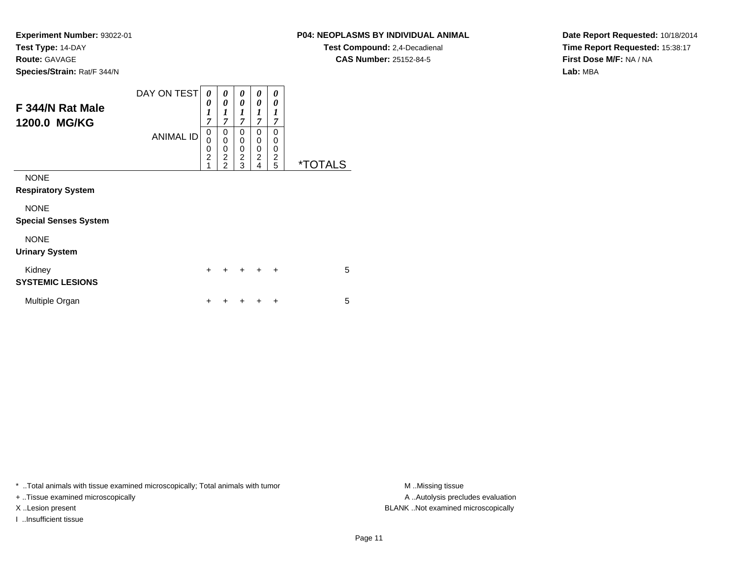**Experiment Number:** 93022-01
**Test Type:** 14-DAY
**Route:** GAVAGE
**Species/Strain:** Rat/F 344/N

**P04: NEOPLASMS BY INDIVIDUAL ANIMAL**
**Test Compound:** 2,4-Decadienal
**CAS Number:** 25152-84-5

**Date Report Requested:** 10/18/2014
**Time Report Requested:** 15:38:17
**First Dose M/F:** NA / NA
**Lab:** MBA

## F 344/N Rat Male 1200.0 MG/KG

| DAY ON TEST | 0017 | 0017 | 0017 | 0017 | 0017 | |
|---|---|---|---|---|---|---|
| ANIMAL ID | 00021 | 00022 | 00023 | 00024 | 00025 | *TOTALS |
| NONE | | | | | | |
| **Respiratory System** | | | | | | |
| NONE | | | | | | |
| **Special Senses System** | | | | | | |
| NONE | | | | | | |
| **Urinary System** | | | | | | |
| Kidney | + | + | + | + | + | 5 |
| **SYSTEMIC LESIONS** | | | | | | |
| Multiple Organ | + | + | + | + | + | 5 |

* ..Total animals with tissue examined microscopically; Total animals with tumor
+ ..Tissue examined microscopically
X ..Lesion present
I ..Insufficient tissue

M ..Missing tissue
A ..Autolysis precludes evaluation
BLANK ..Not examined microscopically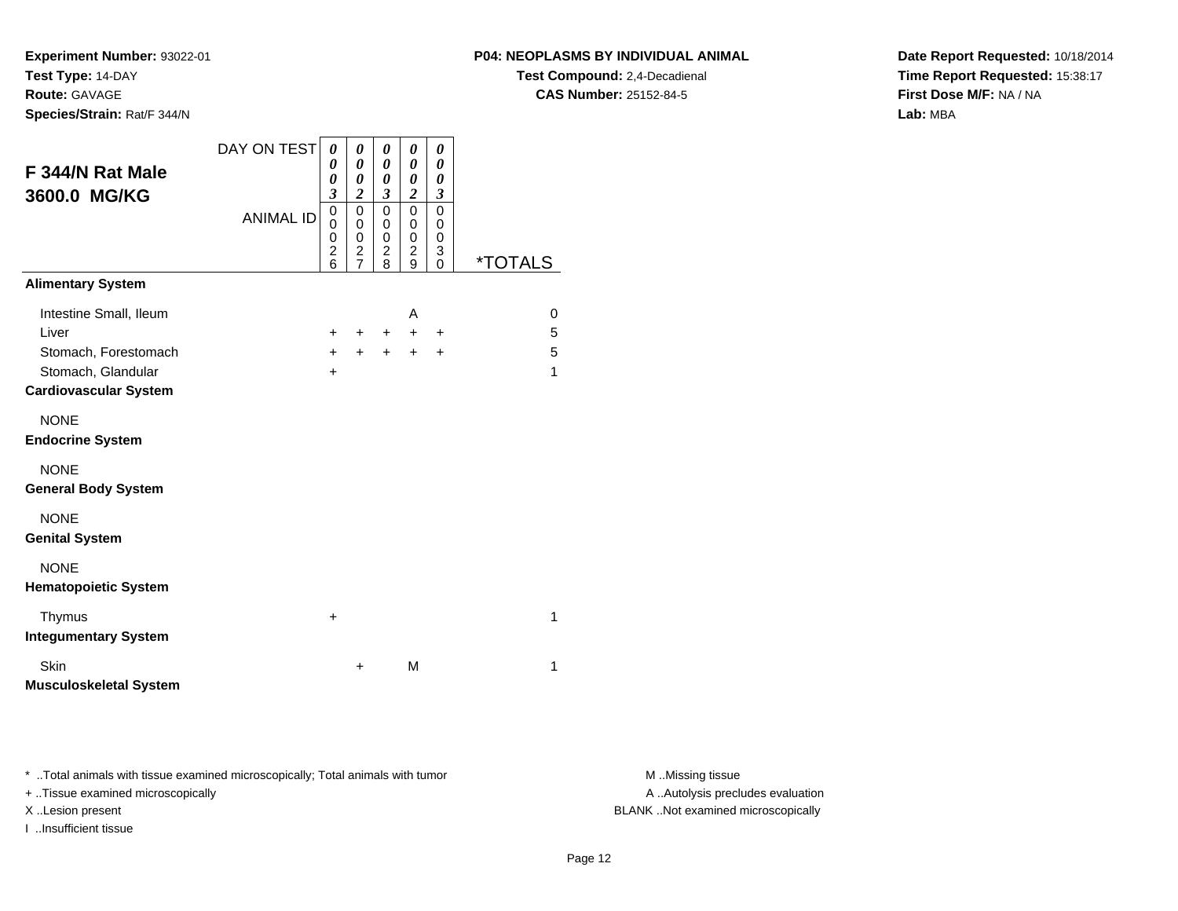**Experiment Number:** 93022-01
**Test Type:** 14-DAY
**Route:** GAVAGE
**Species/Strain:** Rat/F 344/N

**P04: NEOPLASMS BY INDIVIDUAL ANIMAL**
**Test Compound:** 2,4-Decadienal
**CAS Number:** 25152-84-5

**Date Report Requested:** 10/18/2014
**Time Report Requested:** 15:38:17
**First Dose M/F:** NA / NA
**Lab:** MBA

## F 344/N Rat Male 3600.0 MG/KG

| | | | | | | |
|---|---|---|---|---|---|---|
| DAY ON TEST | 0003 | 0002 | 0003 | 0002 | 0003 | |
| ANIMAL ID | 00026 | 00027 | 00028 | 00029 | 00030 | *TOTALS |
| **Alimentary System** | | | | | | |
| Intestine Small, Ileum | | | | A | | 0 |
| Liver | + | + | + | + | + | 5 |
| Stomach, Forestomach | + | + | + | + | + | 5 |
| Stomach, Glandular | + | | | | | 1 |
| **Cardiovascular System** | | | | | | |
| NONE | | | | | | |
| **Endocrine System** | | | | | | |
| NONE | | | | | | |
| **General Body System** | | | | | | |
| NONE | | | | | | |
| **Genital System** | | | | | | |
| NONE | | | | | | |
| **Hematopoietic System** | | | | | | |
| Thymus | + | | | | | 1 |
| **Integumentary System** | | | | | | |
| Skin | | + | | M | | 1 |
| **Musculoskeletal System** | | | | | | |

* ..Total animals with tissue examined microscopically; Total animals with tumor
+ ..Tissue examined microscopically
X ..Lesion present
I ..Insufficient tissue

M ..Missing tissue
A ..Autolysis precludes evaluation
BLANK ..Not examined microscopically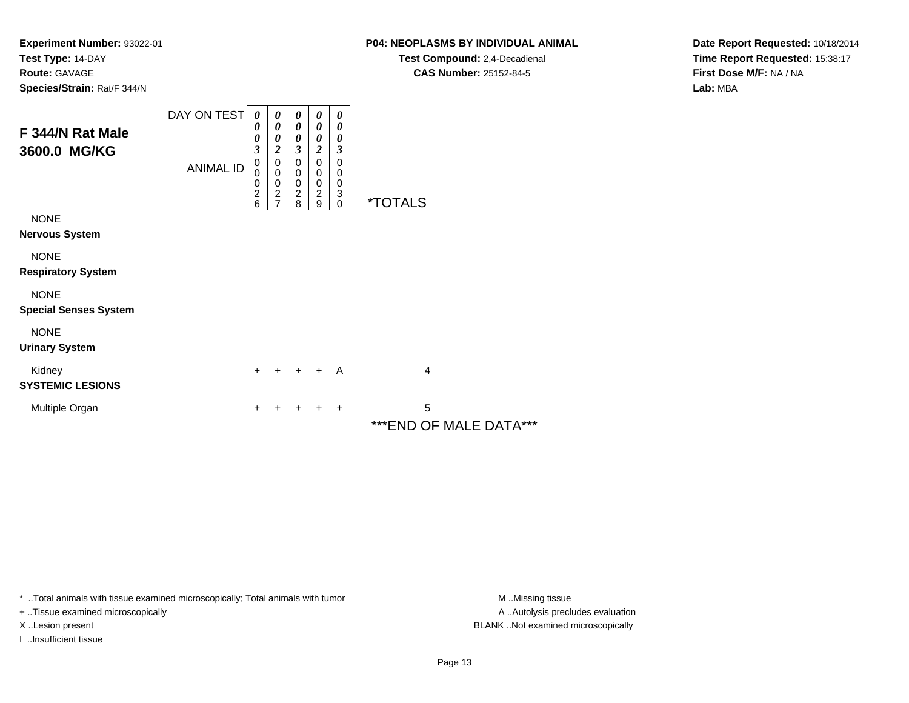**Experiment Number:** 93022-01
**Test Type:** 14-DAY
**Route:** GAVAGE
**Species/Strain:** Rat/F 344/N

**P04: NEOPLASMS BY INDIVIDUAL ANIMAL**
**Test Compound:** 2,4-Decadienal
**CAS Number:** 25152-84-5

**Date Report Requested:** 10/18/2014
**Time Report Requested:** 15:38:17
**First Dose M/F:** NA / NA
**Lab:** MBA

## F 344/N Rat Male 3600.0 MG/KG

| DAY ON TEST | 0003 | 0002 | 0003 | 0002 | 0003 | |
|---|---|---|---|---|---|---|
| ANIMAL ID | 00026 | 00027 | 00028 | 00029 | 00030 | *TOTALS |
| NONE | | | | | | |
| **Nervous System** | | | | | | |
| NONE | | | | | | |
| **Respiratory System** | | | | | | |
| NONE | | | | | | |
| **Special Senses System** | | | | | | |
| NONE | | | | | | |
| **Urinary System** | | | | | | |
| Kidney | + | + | + | + | A | 4 |
| **SYSTEMIC LESIONS** | | | | | | |
| Multiple Organ | + | + | + | + | + | 5 |

***END OF MALE DATA***

* ..Total animals with tissue examined microscopically; Total animals with tumor
+ ..Tissue examined microscopically
X ..Lesion present
I ..Insufficient tissue

M ..Missing tissue
A ..Autolysis precludes evaluation
BLANK ..Not examined microscopically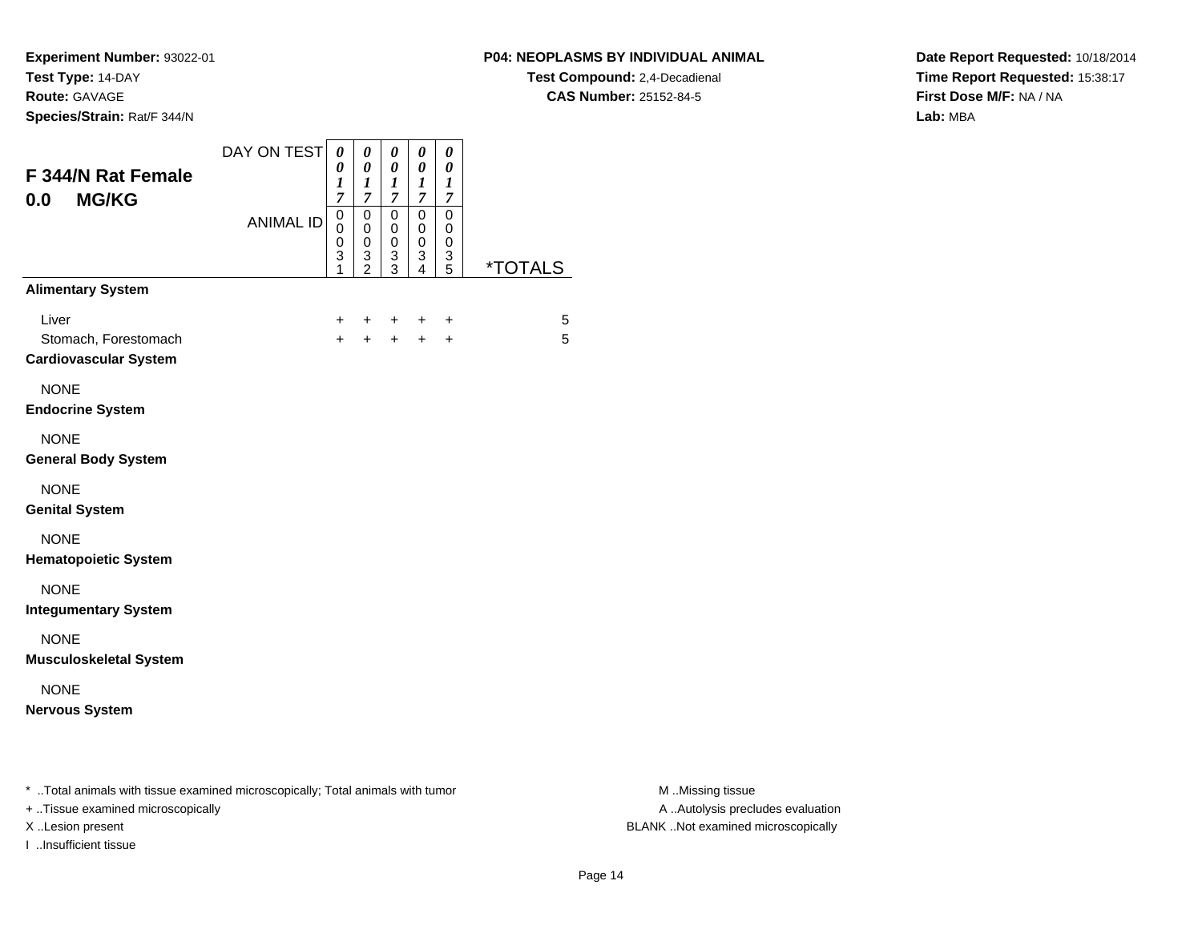**Experiment Number:** 93022-01
**Test Type:** 14-DAY
**Route:** GAVAGE
**Species/Strain:** Rat/F 344/N

**P04: NEOPLASMS BY INDIVIDUAL ANIMAL**
**Test Compound:** 2,4-Decadienal
**CAS Number:** 25152-84-5

**Date Report Requested:** 10/18/2014
**Time Report Requested:** 15:38:17
**First Dose M/F:** NA / NA
**Lab:** MBA

## F 344/N Rat Female
## 0.0 MG/KG

| | | | | | | |
|---|---|---|---|---|---|---|
| DAY ON TEST | 0017 | 0017 | 0017 | 0017 | 0017 | |
| ANIMAL ID | 00031 | 00032 | 00033 | 00034 | 00035 | *TOTALS |
| **Alimentary System** | | | | | | |
| Liver | + | + | + | + | + | 5 |
| Stomach, Forestomach | + | + | + | + | + | 5 |
| **Cardiovascular System** | | | | | | |
| NONE | | | | | | |
| **Endocrine System** | | | | | | |
| NONE | | | | | | |
| **General Body System** | | | | | | |
| NONE | | | | | | |
| **Genital System** | | | | | | |
| NONE | | | | | | |
| **Hematopoietic System** | | | | | | |
| NONE | | | | | | |
| **Integumentary System** | | | | | | |
| NONE | | | | | | |
| **Musculoskeletal System** | | | | | | |
| NONE | | | | | | |
| **Nervous System** | | | | | | |

\* ..Total animals with tissue examined microscopically; Total animals with tumor
\+ ..Tissue examined microscopically
X ..Lesion present
I ..Insufficient tissue

M ..Missing tissue
A ..Autolysis precludes evaluation
BLANK ..Not examined microscopically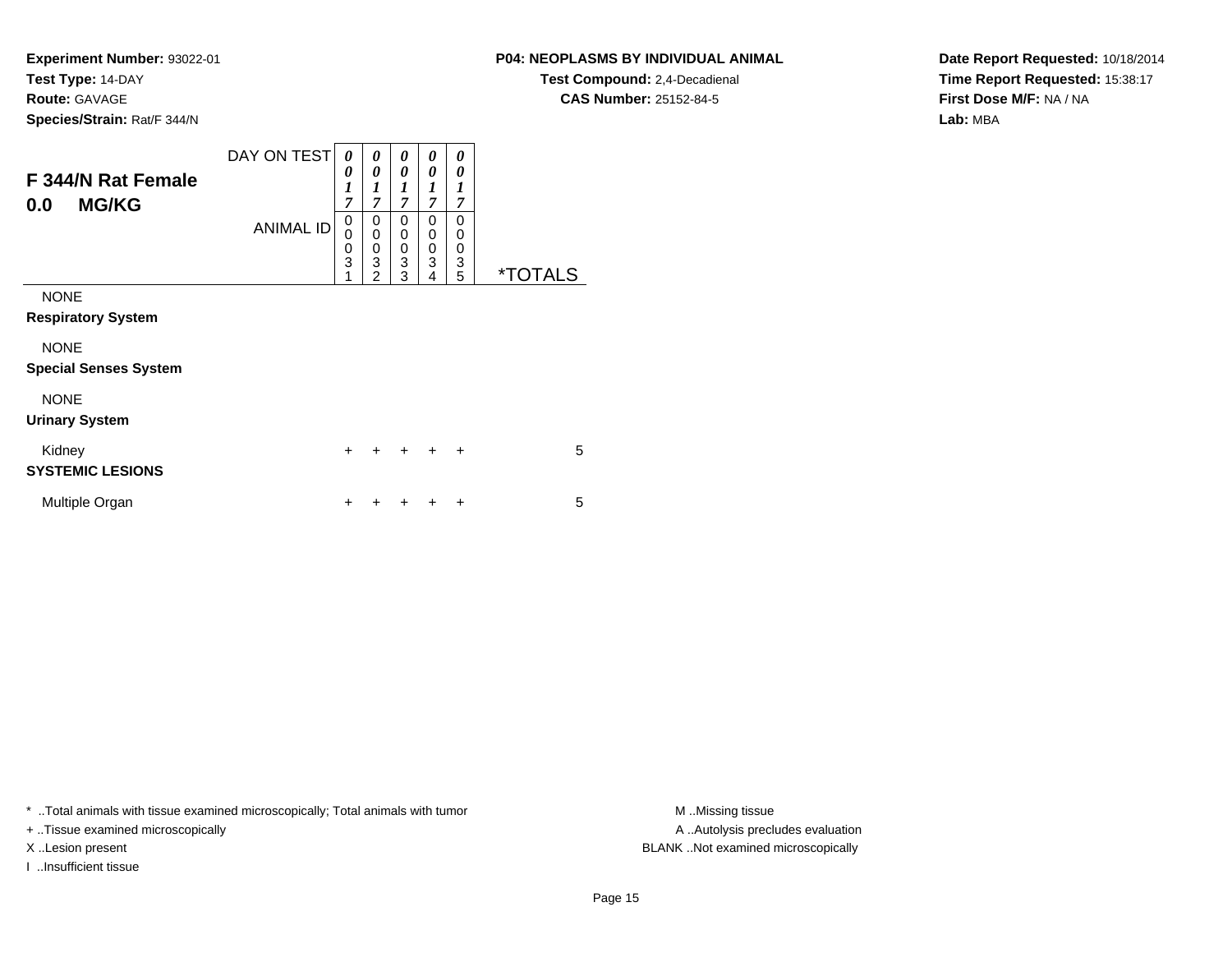**Experiment Number:** 93022-01
**Test Type:** 14-DAY
**Route:** GAVAGE
**Species/Strain:** Rat/F 344/N

**P04: NEOPLASMS BY INDIVIDUAL ANIMAL**
**Test Compound:** 2,4-Decadienal
**CAS Number:** 25152-84-5

**Date Report Requested:** 10/18/2014
**Time Report Requested:** 15:38:17
**First Dose M/F:** NA / NA
**Lab:** MBA

## F 344/N Rat Female 0.0 MG/KG

| DAY ON TEST | 0017 | 0017 | 0017 | 0017 | 0017 | |
|---|---|---|---|---|---|---|
| ANIMAL ID | 00031 | 00032 | 00033 | 00034 | 00035 | *TOTALS |
| NONE | | | | | | |
| **Respiratory System** | | | | | | |
| NONE | | | | | | |
| **Special Senses System** | | | | | | |
| NONE | | | | | | |
| **Urinary System** | | | | | | |
| Kidney | + | + | + | + | + | 5 |
| **SYSTEMIC LESIONS** | | | | | | |
| Multiple Organ | + | + | + | + | + | 5 |

* ..Total animals with tissue examined microscopically; Total animals with tumor
+ ..Tissue examined microscopically
X ..Lesion present
I ..Insufficient tissue

M ..Missing tissue
A ..Autolysis precludes evaluation
BLANK ..Not examined microscopically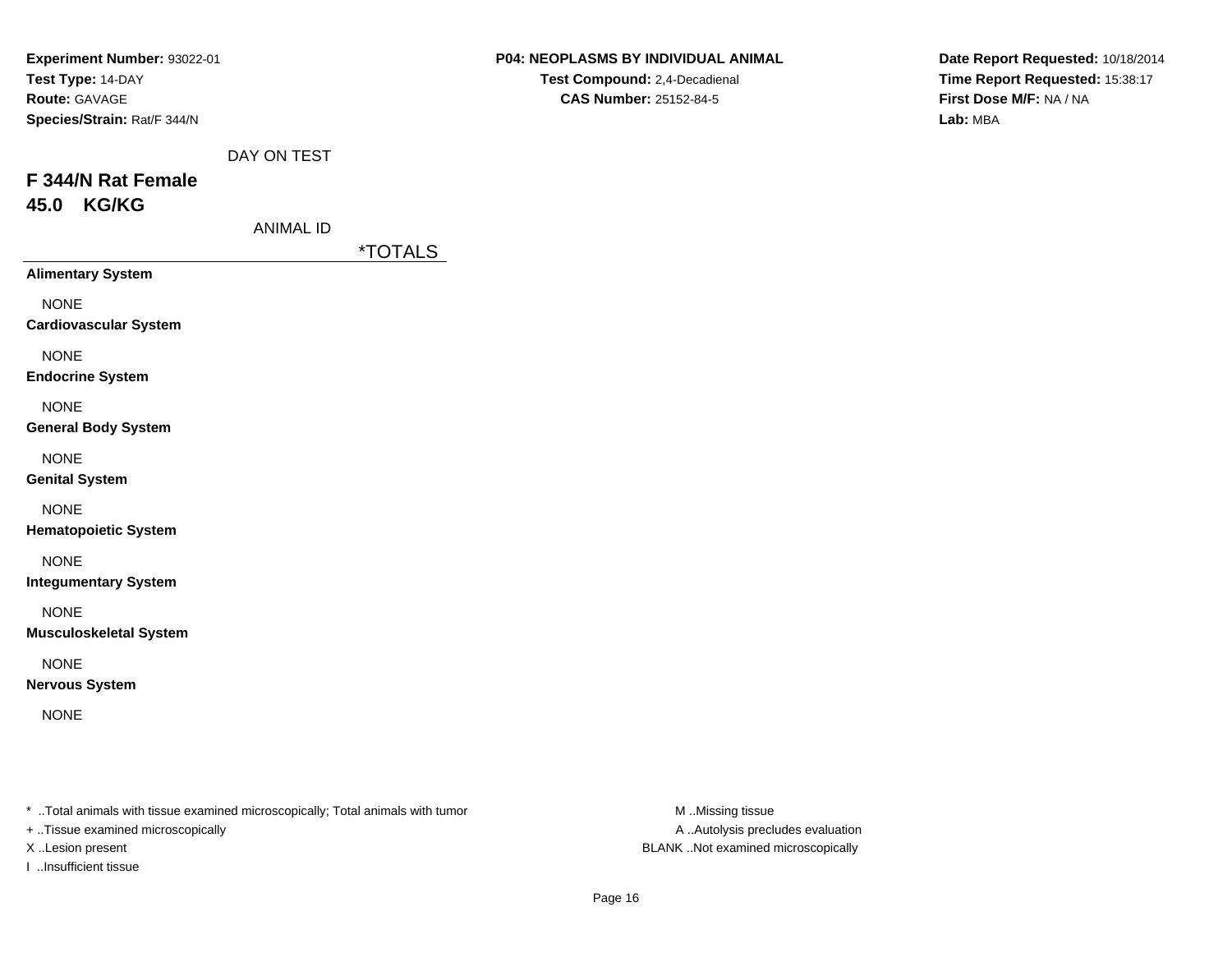**Experiment Number:** 93022-01
**Test Type:** 14-DAY
**Route:** GAVAGE
**Species/Strain:** Rat/F 344/N

**P04: NEOPLASMS BY INDIVIDUAL ANIMAL**
**Test Compound:** 2,4-Decadienal
**CAS Number:** 25152-84-5

**Date Report Requested:** 10/18/2014
**Time Report Requested:** 15:38:17
**First Dose M/F:** NA / NA
**Lab:** MBA

DAY ON TEST

## F 344/N Rat Female
## 45.0 KG/KG

ANIMAL ID

| | *TOTALS |
|---|---|
| **Alimentary System** | |
| NONE | |
| **Cardiovascular System** | |
| NONE | |
| **Endocrine System** | |
| NONE | |
| **General Body System** | |
| NONE | |
| **Genital System** | |
| NONE | |
| **Hematopoietic System** | |
| NONE | |
| **Integumentary System** | |
| NONE | |
| **Musculoskeletal System** | |
| NONE | |
| **Nervous System** | |
| NONE | |

* ..Total animals with tissue examined microscopically; Total animals with tumor
+ ..Tissue examined microscopically
X ..Lesion present
I ..Insufficient tissue

M ..Missing tissue
A ..Autolysis precludes evaluation
BLANK ..Not examined microscopically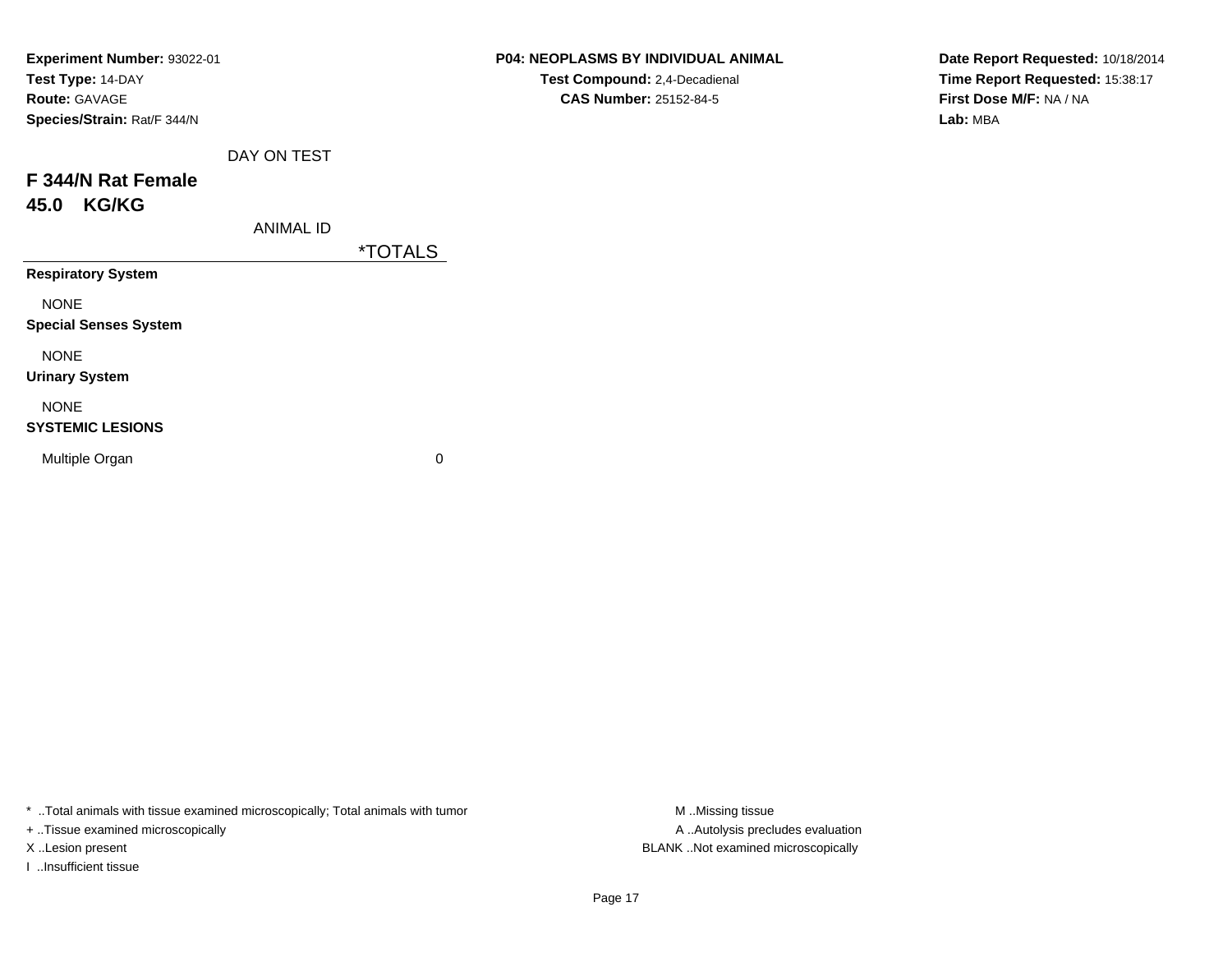**Experiment Number:** 93022-01
**Test Type:** 14-DAY
**Route:** GAVAGE
**Species/Strain:** Rat/F 344/N

**P04: NEOPLASMS BY INDIVIDUAL ANIMAL**
**Test Compound:** 2,4-Decadienal
**CAS Number:** 25152-84-5

**Date Report Requested:** 10/18/2014
**Time Report Requested:** 15:38:17
**First Dose M/F:** NA / NA
**Lab:** MBA

## F 344/N Rat Female
## 45.0 KG/KG

| DAY ON TEST<br>ANIMAL ID | *TOTALS |
|---|---|
| **Respiratory System** | |
| NONE | |
| **Special Senses System** | |
| NONE | |
| **Urinary System** | |
| NONE | |
| **SYSTEMIC LESIONS** | |
| Multiple Organ | 0 |

* ..Total animals with tissue examined microscopically; Total animals with tumor
+ ..Tissue examined microscopically
X ..Lesion present
I ..Insufficient tissue

M ..Missing tissue
A ..Autolysis precludes evaluation
BLANK ..Not examined microscopically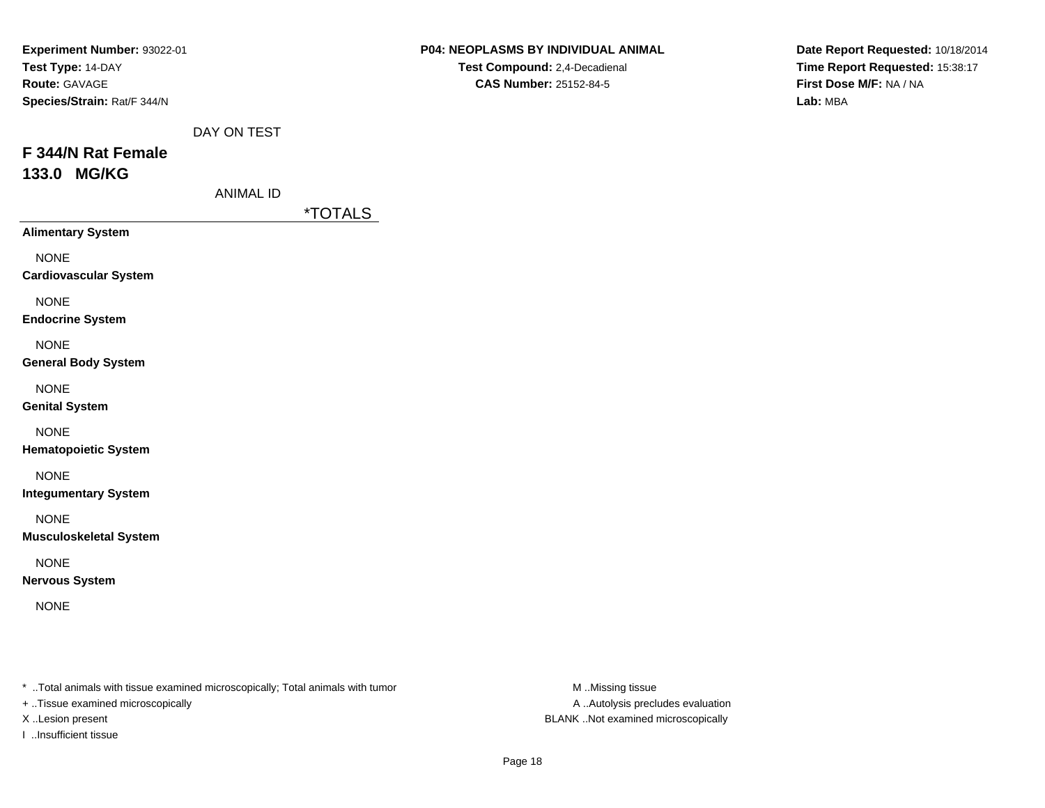**Experiment Number:** 93022-01
**Test Type:** 14-DAY
**Route:** GAVAGE
**Species/Strain:** Rat/F 344/N

**P04: NEOPLASMS BY INDIVIDUAL ANIMAL**
**Test Compound:** 2,4-Decadienal
**CAS Number:** 25152-84-5

**Date Report Requested:** 10/18/2014
**Time Report Requested:** 15:38:17
**First Dose M/F:** NA / NA
**Lab:** MBA

DAY ON TEST

# F 344/N Rat Female
# 133.0 MG/KG

ANIMAL ID

| | *TOTALS |
|---|---|
| **Alimentary System** | |
| NONE | |
| **Cardiovascular System** | |
| NONE | |
| **Endocrine System** | |
| NONE | |
| **General Body System** | |
| NONE | |
| **Genital System** | |
| NONE | |
| **Hematopoietic System** | |
| NONE | |
| **Integumentary System** | |
| NONE | |
| **Musculoskeletal System** | |
| NONE | |
| **Nervous System** | |
| NONE | |

* ..Total animals with tissue examined microscopically; Total animals with tumor
+ ..Tissue examined microscopically
X ..Lesion present
I ..Insufficient tissue

M ..Missing tissue
A ..Autolysis precludes evaluation
BLANK ..Not examined microscopically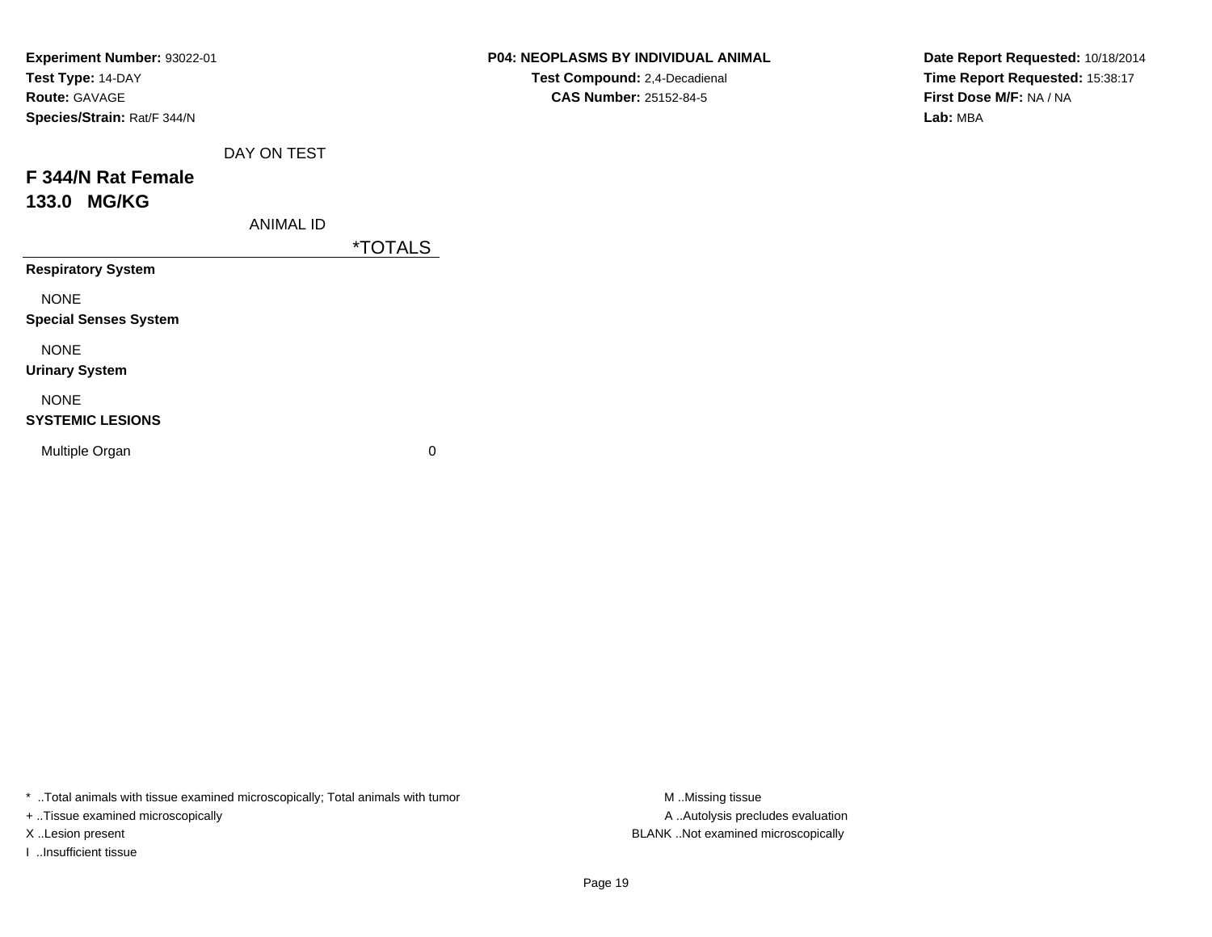**Experiment Number:** 93022-01
**Test Type:** 14-DAY
**Route:** GAVAGE
**Species/Strain:** Rat/F 344/N

**P04: NEOPLASMS BY INDIVIDUAL ANIMAL**
**Test Compound:** 2,4-Decadienal
**CAS Number:** 25152-84-5

**Date Report Requested:** 10/18/2014
**Time Report Requested:** 15:38:17
**First Dose M/F:** NA / NA
**Lab:** MBA

## F 344/N Rat Female
## 133.0 MG/KG

| DAY ON TEST<br>ANIMAL ID | *TOTALS |
|---|---|
| **Respiratory System** | |
| NONE | |
| **Special Senses System** | |
| NONE | |
| **Urinary System** | |
| NONE | |
| **SYSTEMIC LESIONS** | |
| Multiple Organ | 0 |

* ..Total animals with tissue examined microscopically; Total animals with tumor
+ ..Tissue examined microscopically
X ..Lesion present
I ..Insufficient tissue

M ..Missing tissue
A ..Autolysis precludes evaluation
BLANK ..Not examined microscopically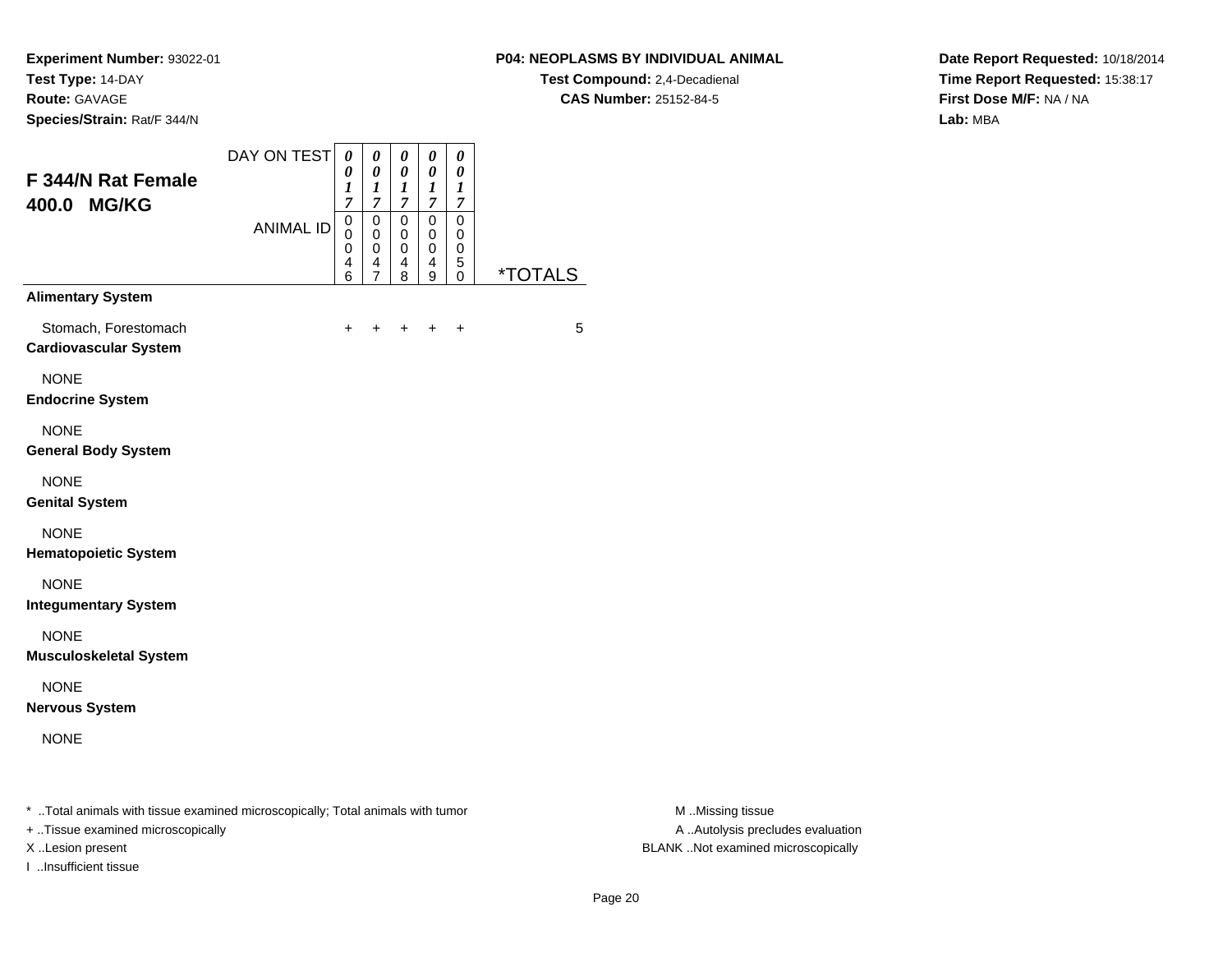**Experiment Number:** 93022-01
**Test Type:** 14-DAY
**Route:** GAVAGE
**Species/Strain:** Rat/F 344/N

**P04: NEOPLASMS BY INDIVIDUAL ANIMAL**
**Test Compound:** 2,4-Decadienal
**CAS Number:** 25152-84-5

**Date Report Requested:** 10/18/2014
**Time Report Requested:** 15:38:17
**First Dose M/F:** NA / NA
**Lab:** MBA

## F 344/N Rat Female 400.0 MG/KG

| DAY ON TEST | 0017 | 0017 | 0017 | 0017 | 0017 | |
|---|---|---|---|---|---|---|
| **ANIMAL ID** | 00046 | 00047 | 00048 | 00049 | 00050 | ***TOTALS** |
| **Alimentary System** | | | | | | |
| Stomach, Forestomach | + | + | + | + | + | 5 |
| **Cardiovascular System** | | | | | | |
| NONE | | | | | | |
| **Endocrine System** | | | | | | |
| NONE | | | | | | |
| **General Body System** | | | | | | |
| NONE | | | | | | |
| **Genital System** | | | | | | |
| NONE | | | | | | |
| **Hematopoietic System** | | | | | | |
| NONE | | | | | | |
| **Integumentary System** | | | | | | |
| NONE | | | | | | |
| **Musculoskeletal System** | | | | | | |
| NONE | | | | | | |
| **Nervous System** | | | | | | |
| NONE | | | | | | |

* ..Total animals with tissue examined microscopically; Total animals with tumor
+ ..Tissue examined microscopically
X ..Lesion present
I ..Insufficient tissue

M ..Missing tissue
A ..Autolysis precludes evaluation
BLANK ..Not examined microscopically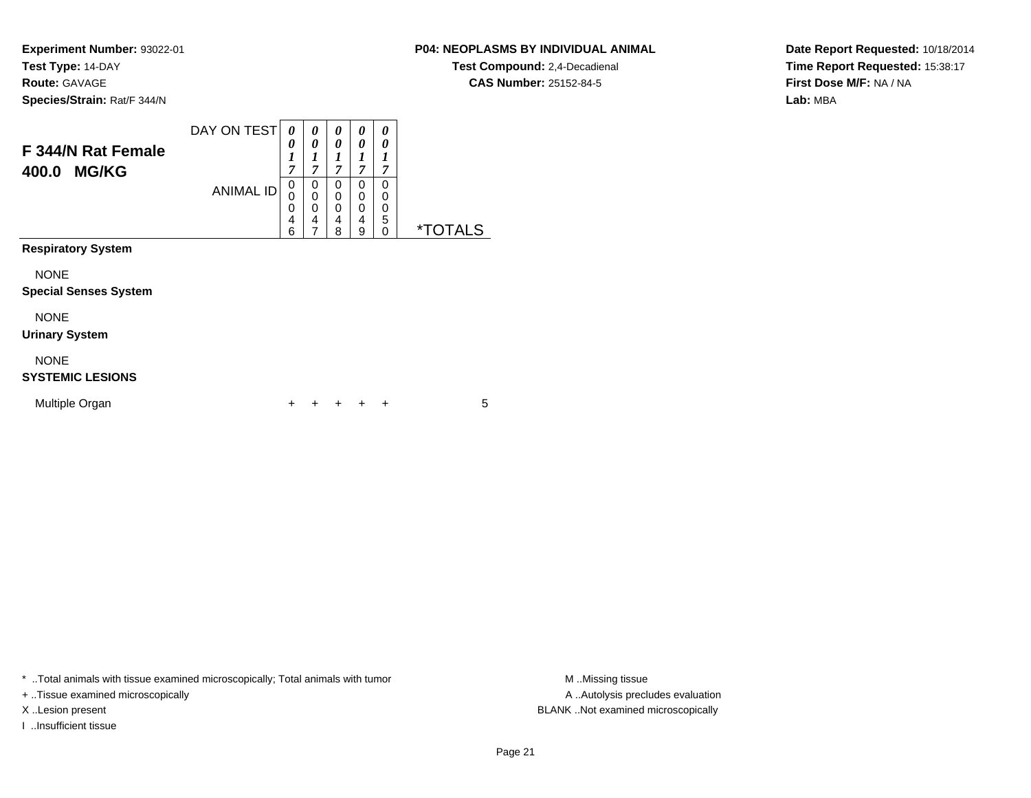**Experiment Number:** 93022-01
**Test Type:** 14-DAY
**Route:** GAVAGE
**Species/Strain:** Rat/F 344/N

**P04: NEOPLASMS BY INDIVIDUAL ANIMAL**
**Test Compound:** 2,4-Decadienal
**CAS Number:** 25152-84-5

**Date Report Requested:** 10/18/2014
**Time Report Requested:** 15:38:17
**First Dose M/F:** NA / NA
**Lab:** MBA

## F 344/N Rat Female 400.0 MG/KG

| | | | | | | |
|---|---|---|---|---|---|---|
| DAY ON TEST | 0017 | 0017 | 0017 | 0017 | 0017 | |
| ANIMAL ID | 00046 | 00047 | 00048 | 00049 | 00050 | *TOTALS |
| **Respiratory System** | | | | | | |
| NONE | | | | | | |
| **Special Senses System** | | | | | | |
| NONE | | | | | | |
| **Urinary System** | | | | | | |
| NONE | | | | | | |
| **SYSTEMIC LESIONS** | | | | | | |
| Multiple Organ | + | + | + | + | + | 5 |

* ..Total animals with tissue examined microscopically; Total animals with tumor
+ ..Tissue examined microscopically
X ..Lesion present
I ..Insufficient tissue

M ..Missing tissue
A ..Autolysis precludes evaluation
BLANK ..Not examined microscopically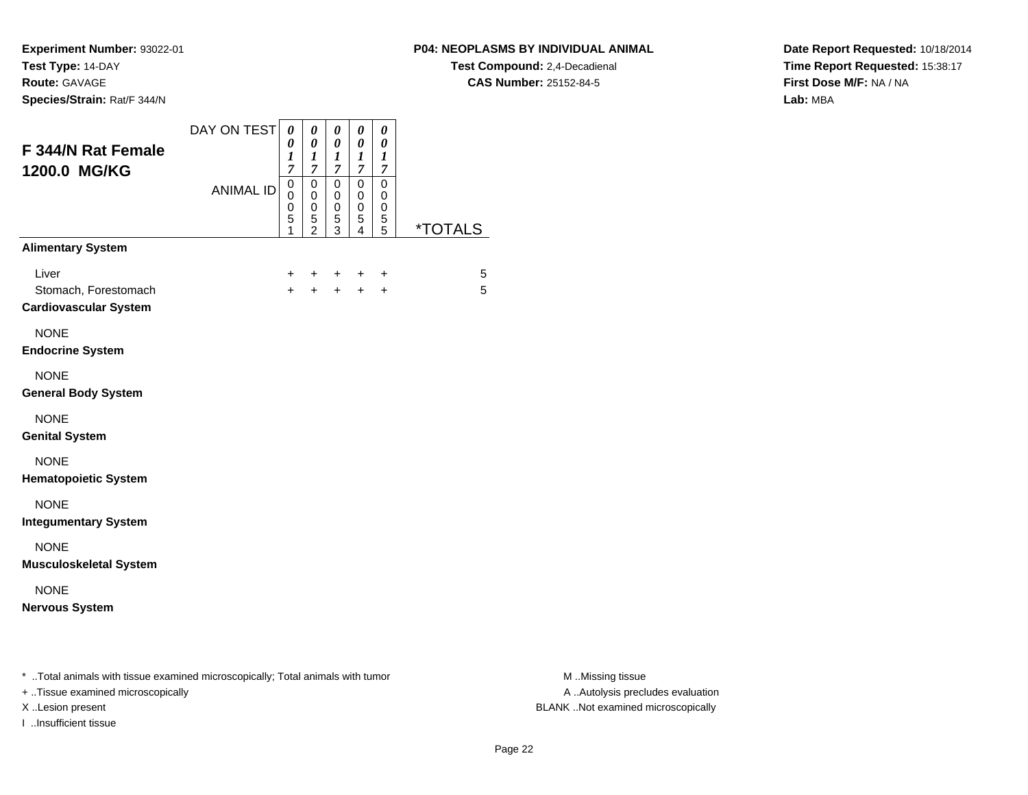**Experiment Number:** 93022-01
**Test Type:** 14-DAY
**Route:** GAVAGE
**Species/Strain:** Rat/F 344/N

**P04: NEOPLASMS BY INDIVIDUAL ANIMAL**
**Test Compound:** 2,4-Decadienal
**CAS Number:** 25152-84-5

**Date Report Requested:** 10/18/2014
**Time Report Requested:** 15:38:17
**First Dose M/F:** NA / NA
**Lab:** MBA

## F 344/N Rat Female 1200.0 MG/KG

| DAY ON TEST | 0017 | 0017 | 0017 | 0017 | 0017 | |
|---|---|---|---|---|---|---|
| ANIMAL ID | 00051 | 00052 | 00053 | 00054 | 00055 | *TOTALS |
| **Alimentary System** | | | | | | |
| Liver | + | + | + | + | + | 5 |
| Stomach, Forestomach | + | + | + | + | + | 5 |
| **Cardiovascular System** | | | | | | |
| NONE | | | | | | |
| **Endocrine System** | | | | | | |
| NONE | | | | | | |
| **General Body System** | | | | | | |
| NONE | | | | | | |
| **Genital System** | | | | | | |
| NONE | | | | | | |
| **Hematopoietic System** | | | | | | |
| NONE | | | | | | |
| **Integumentary System** | | | | | | |
| NONE | | | | | | |
| **Musculoskeletal System** | | | | | | |
| NONE | | | | | | |
| **Nervous System** | | | | | | |

* ..Total animals with tissue examined microscopically; Total animals with tumor
+ ..Tissue examined microscopically
X ..Lesion present
I ..Insufficient tissue

M ..Missing tissue
A ..Autolysis precludes evaluation
BLANK ..Not examined microscopically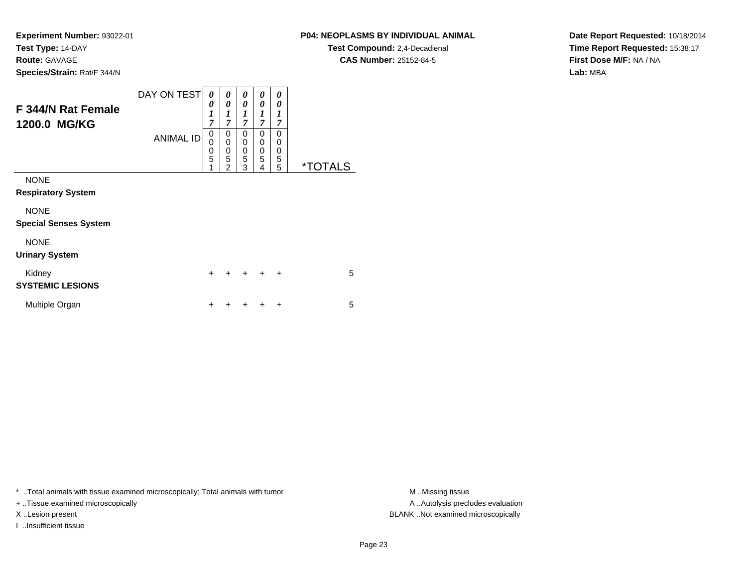**Experiment Number:** 93022-01
**Test Type:** 14-DAY
**Route:** GAVAGE
**Species/Strain:** Rat/F 344/N

**P04: NEOPLASMS BY INDIVIDUAL ANIMAL**
**Test Compound:** 2,4-Decadienal
**CAS Number:** 25152-84-5

**Date Report Requested:** 10/18/2014
**Time Report Requested:** 15:38:17
**First Dose M/F:** NA / NA
**Lab:** MBA

## F 344/N Rat Female 1200.0 MG/KG

| DAY ON TEST | 0017 | 0017 | 0017 | 0017 | 0017 | |
|---|---|---|---|---|---|---|
| **ANIMAL ID** | 00051 | 00052 | 00053 | 00054 | 00055 | ***TOTALS** |
| NONE | | | | | | |
| **Respiratory System** | | | | | | |
| NONE | | | | | | |
| **Special Senses System** | | | | | | |
| NONE | | | | | | |
| **Urinary System** | | | | | | |
| Kidney | + | + | + | + | + | 5 |
| **SYSTEMIC LESIONS** | | | | | | |
| Multiple Organ | + | + | + | + | + | 5 |

* ..Total animals with tissue examined microscopically; Total animals with tumor
+ ..Tissue examined microscopically
X ..Lesion present
I ..Insufficient tissue

M ..Missing tissue
A ..Autolysis precludes evaluation
BLANK ..Not examined microscopically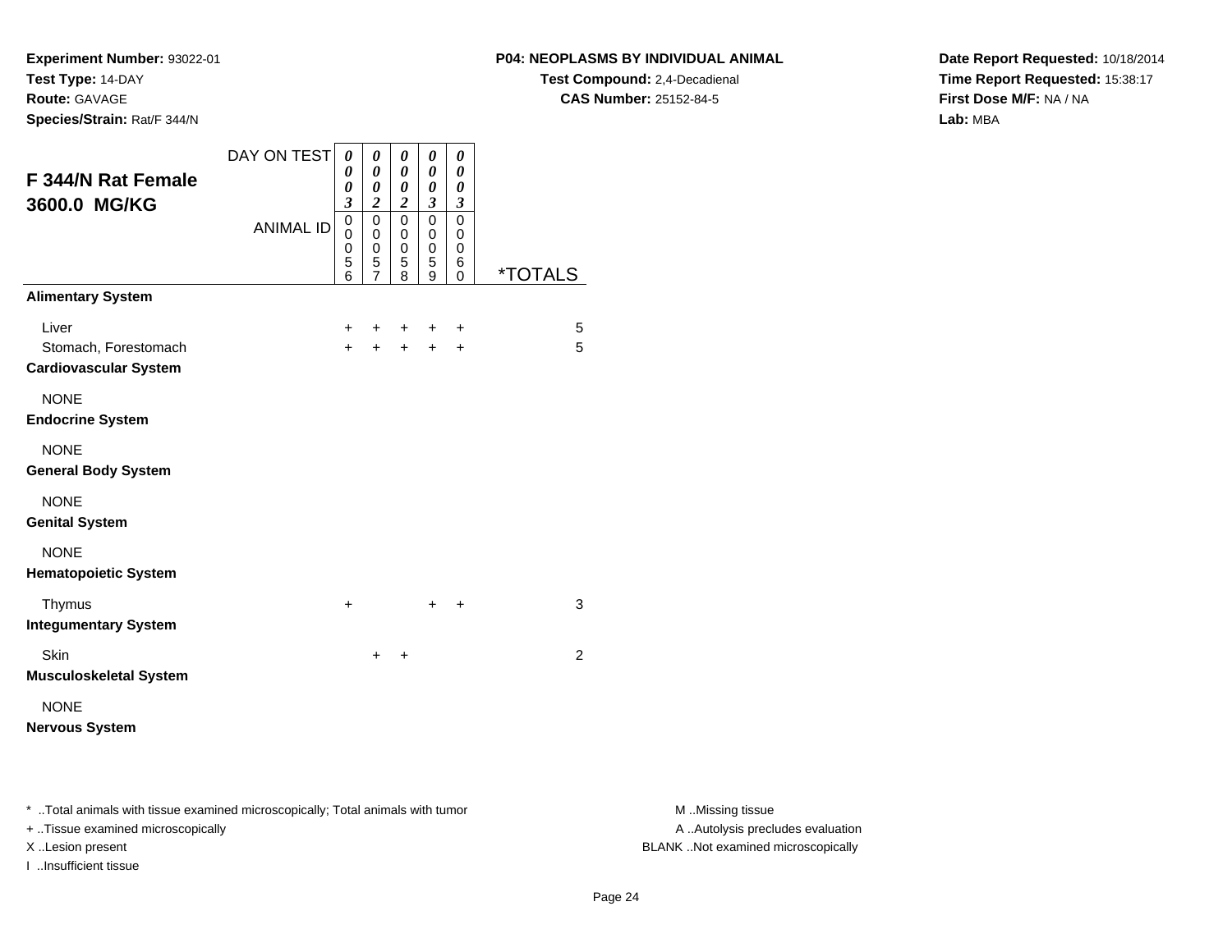**Experiment Number:** 93022-01
**Test Type:** 14-DAY
**Route:** GAVAGE
**Species/Strain:** Rat/F 344/N

**P04: NEOPLASMS BY INDIVIDUAL ANIMAL**
**Test Compound:** 2,4-Decadienal
**CAS Number:** 25152-84-5

**Date Report Requested:** 10/18/2014
**Time Report Requested:** 15:38:17
**First Dose M/F:** NA / NA
**Lab:** MBA

## F 344/N Rat Female 3600.0 MG/KG

| DAY ON TEST | 0003 | 0002 | 0002 | 0003 | 0003 | |
|---|---|---|---|---|---|---|
| ANIMAL ID | 00056 | 00057 | 00058 | 00059 | 00060 | *TOTALS |
| **Alimentary System** | | | | | | |
| Liver | + | + | + | + | + | 5 |
| Stomach, Forestomach | + | + | + | + | + | 5 |
| **Cardiovascular System** | | | | | | |
| NONE | | | | | | |
| **Endocrine System** | | | | | | |
| NONE | | | | | | |
| **General Body System** | | | | | | |
| NONE | | | | | | |
| **Genital System** | | | | | | |
| NONE | | | | | | |
| **Hematopoietic System** | | | | | | |
| Thymus | + | | | + | + | 3 |
| **Integumentary System** | | | | | | |
| Skin | | + | + | | | 2 |
| **Musculoskeletal System** | | | | | | |
| NONE | | | | | | |
| **Nervous System** | | | | | | |

* ..Total animals with tissue examined microscopically; Total animals with tumor
+ ..Tissue examined microscopically
X ..Lesion present
I ..Insufficient tissue

M ..Missing tissue
A ..Autolysis precludes evaluation
BLANK ..Not examined microscopically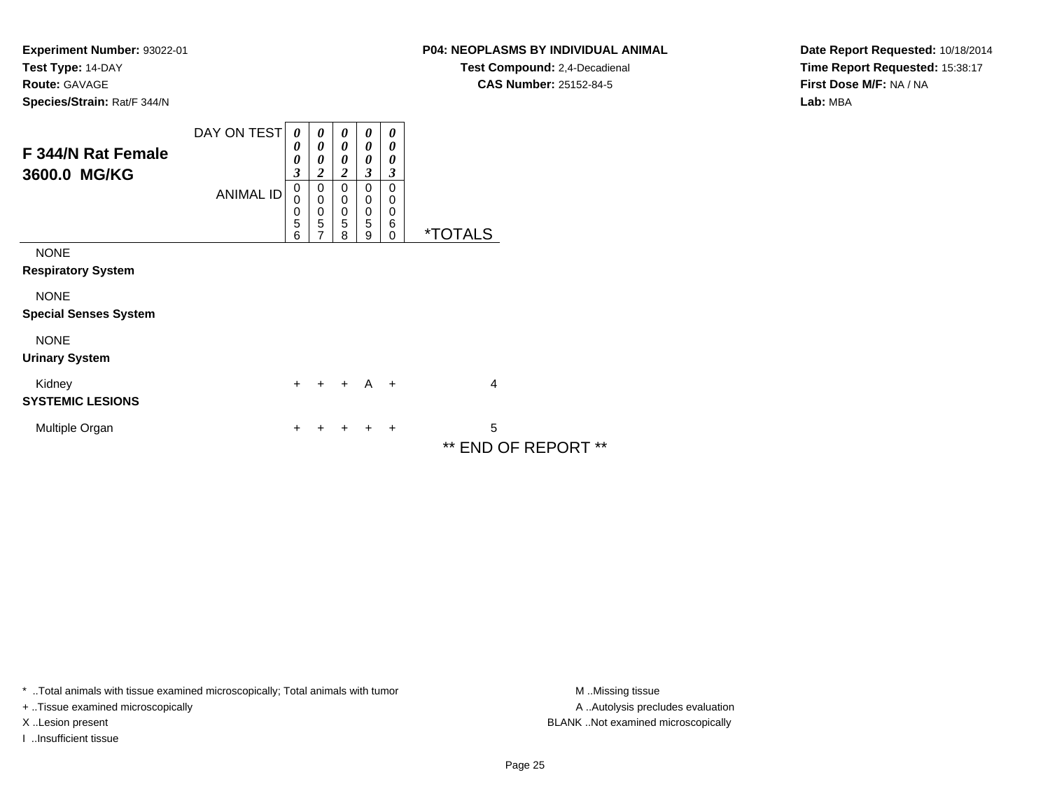**Experiment Number:** 93022-01
**Test Type:** 14-DAY
**Route:** GAVAGE
**Species/Strain:** Rat/F 344/N

**P04: NEOPLASMS BY INDIVIDUAL ANIMAL**
**Test Compound:** 2,4-Decadienal
**CAS Number:** 25152-84-5

**Date Report Requested:** 10/18/2014
**Time Report Requested:** 15:38:17
**First Dose M/F:** NA / NA
**Lab:** MBA

## F 344/N Rat Female
## 3600.0 MG/KG

| DAY ON TEST | 0003 | 0002 | 0002 | 0003 | 0003 | |
|---|---|---|---|---|---|---|
| ANIMAL ID | 00056 | 00057 | 00058 | 00059 | 00060 | *TOTALS |
| NONE | | | | | | |
| **Respiratory System** | | | | | | |
| NONE | | | | | | |
| **Special Senses System** | | | | | | |
| NONE | | | | | | |
| **Urinary System** | | | | | | |
| Kidney | + | + | + | A | + | 4 |
| **SYSTEMIC LESIONS** | | | | | | |
| Multiple Organ | + | + | + | + | + | 5 |

** END OF REPORT **

* ..Total animals with tissue examined microscopically; Total animals with tumor
+ ..Tissue examined microscopically
X ..Lesion present
I ..Insufficient tissue

M ..Missing tissue
A ..Autolysis precludes evaluation
BLANK ..Not examined microscopically